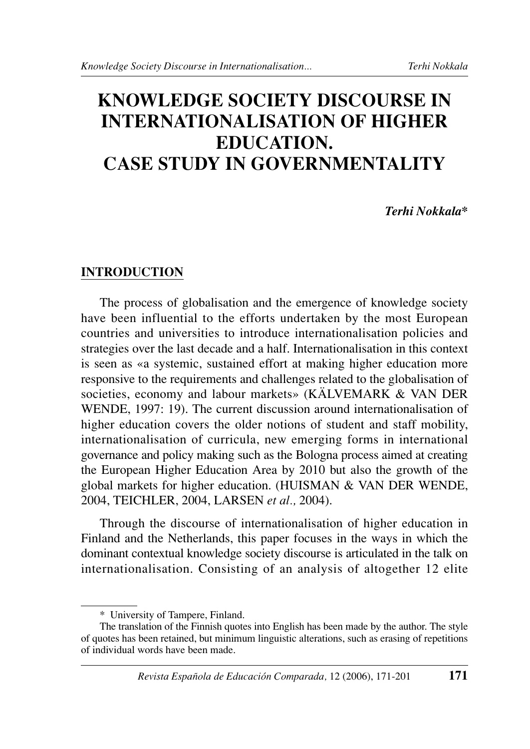# KNOWLEDGE SOCIETY DISCOURSE IN INTERNATIONALISATION OF HIGHER EDUCATION. CASE STUDY IN GOVERNMENTALITY

***Terhi Nokkala****

## INTRODUCTION

The process of globalisation and the emergence of knowledge society have been influential to the efforts undertaken by the most European countries and universities to introduce internationalisation policies and strategies over the last decade and a half. Internationalisation in this context is seen as «a systemic, sustained effort at making higher education more responsive to the requirements and challenges related to the globalisation of societies, economy and labour markets» (KÄLVEMARK & VAN DER WENDE, 1997: 19). The current discussion around internationalisation of higher education covers the older notions of student and staff mobility, internationalisation of curricula, new emerging forms in international governance and policy making such as the Bologna process aimed at creating the European Higher Education Area by 2010 but also the growth of the global markets for higher education. (HUISMAN & VAN DER WENDE, 2004, TEICHLER, 2004, LARSEN *et al.,* 2004).

Through the discourse of internationalisation of higher education in Finland and the Netherlands, this paper focuses in the ways in which the dominant contextual knowledge society discourse is articulated in the talk on internationalisation. Consisting of an analysis of altogether 12 elite

---

\* University of Tampere, Finland.

The translation of the Finnish quotes into English has been made by the author. The style of quotes has been retained, but minimum linguistic alterations, such as erasing of repetitions of individual words have been made.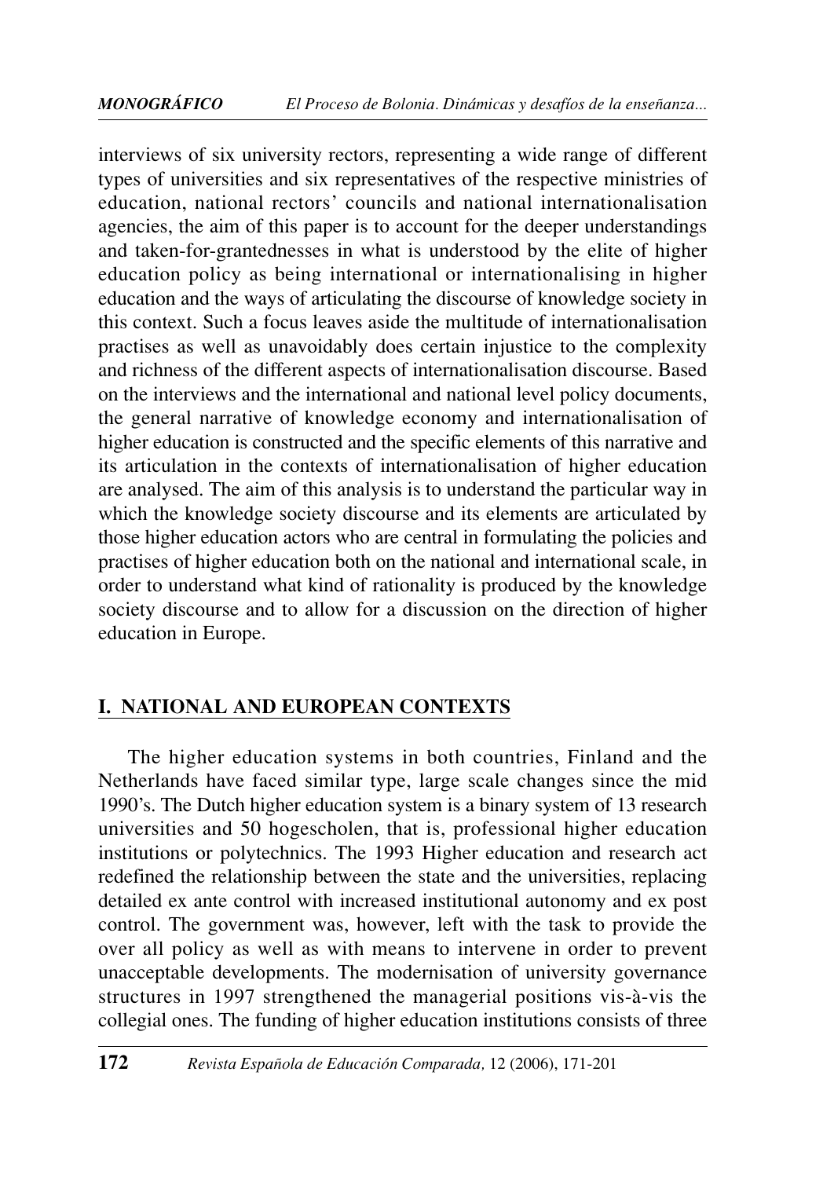interviews of six university rectors, representing a wide range of different types of universities and six representatives of the respective ministries of education, national rectors' councils and national internationalisation agencies, the aim of this paper is to account for the deeper understandings and taken-for-grantednesses in what is understood by the elite of higher education policy as being international or internationalising in higher education and the ways of articulating the discourse of knowledge society in this context. Such a focus leaves aside the multitude of internationalisation practises as well as unavoidably does certain injustice to the complexity and richness of the different aspects of internationalisation discourse. Based on the interviews and the international and national level policy documents, the general narrative of knowledge economy and internationalisation of higher education is constructed and the specific elements of this narrative and its articulation in the contexts of internationalisation of higher education are analysed. The aim of this analysis is to understand the particular way in which the knowledge society discourse and its elements are articulated by those higher education actors who are central in formulating the policies and practises of higher education both on the national and international scale, in order to understand what kind of rationality is produced by the knowledge society discourse and to allow for a discussion on the direction of higher education in Europe.

## I. NATIONAL AND EUROPEAN CONTEXTS

The higher education systems in both countries, Finland and the Netherlands have faced similar type, large scale changes since the mid 1990's. The Dutch higher education system is a binary system of 13 research universities and 50 hogescholen, that is, professional higher education institutions or polytechnics. The 1993 Higher education and research act redefined the relationship between the state and the universities, replacing detailed ex ante control with increased institutional autonomy and ex post control. The government was, however, left with the task to provide the over all policy as well as with means to intervene in order to prevent unacceptable developments. The modernisation of university governance structures in 1997 strengthened the managerial positions vis-à-vis the collegial ones. The funding of higher education institutions consists of three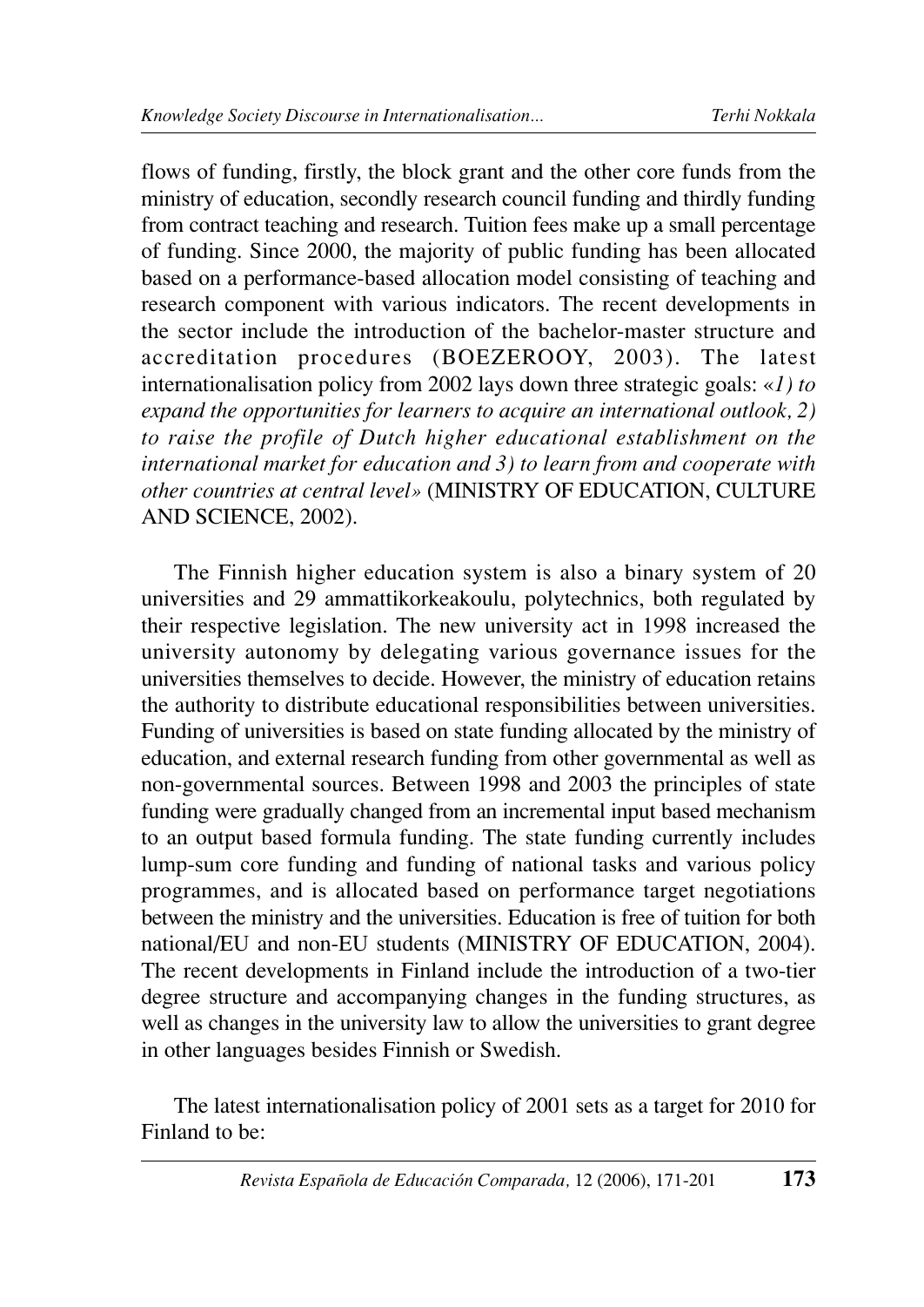flows of funding, firstly, the block grant and the other core funds from the ministry of education, secondly research council funding and thirdly funding from contract teaching and research. Tuition fees make up a small percentage of funding. Since 2000, the majority of public funding has been allocated based on a performance-based allocation model consisting of teaching and research component with various indicators. The recent developments in the sector include the introduction of the bachelor-master structure and accreditation procedures (BOEZEROOY, 2003). The latest internationalisation policy from 2002 lays down three strategic goals: «*1) to expand the opportunities for learners to acquire an international outlook, 2) to raise the profile of Dutch higher educational establishment on the international market for education and 3) to learn from and cooperate with other countries at central level*» (MINISTRY OF EDUCATION, CULTURE AND SCIENCE, 2002).

The Finnish higher education system is also a binary system of 20 universities and 29 ammattikorkeakoulu, polytechnics, both regulated by their respective legislation. The new university act in 1998 increased the university autonomy by delegating various governance issues for the universities themselves to decide. However, the ministry of education retains the authority to distribute educational responsibilities between universities. Funding of universities is based on state funding allocated by the ministry of education, and external research funding from other governmental as well as non-governmental sources. Between 1998 and 2003 the principles of state funding were gradually changed from an incremental input based mechanism to an output based formula funding. The state funding currently includes lump-sum core funding and funding of national tasks and various policy programmes, and is allocated based on performance target negotiations between the ministry and the universities. Education is free of tuition for both national/EU and non-EU students (MINISTRY OF EDUCATION, 2004). The recent developments in Finland include the introduction of a two-tier degree structure and accompanying changes in the funding structures, as well as changes in the university law to allow the universities to grant degree in other languages besides Finnish or Swedish.

The latest internationalisation policy of 2001 sets as a target for 2010 for Finland to be: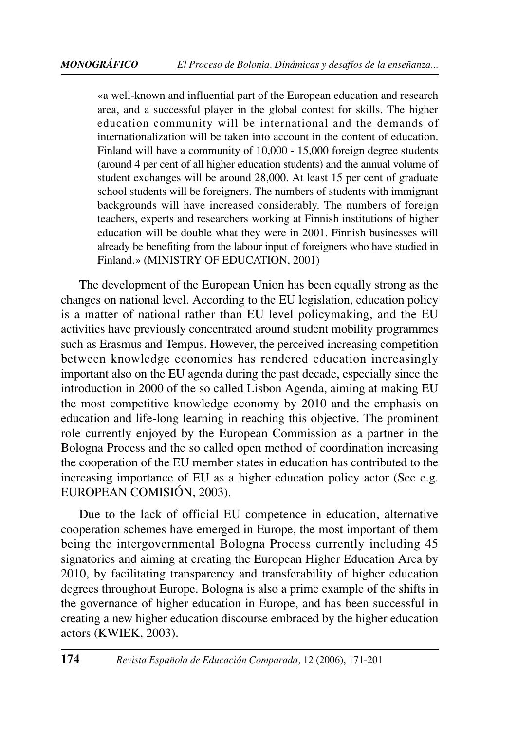> «a well-known and influential part of the European education and research area, and a successful player in the global contest for skills. The higher education community will be international and the demands of internationalization will be taken into account in the content of education. Finland will have a community of 10,000 - 15,000 foreign degree students (around 4 per cent of all higher education students) and the annual volume of student exchanges will be around 28,000. At least 15 per cent of graduate school students will be foreigners. The numbers of students with immigrant backgrounds will have increased considerably. The numbers of foreign teachers, experts and researchers working at Finnish institutions of higher education will be double what they were in 2001. Finnish businesses will already be benefiting from the labour input of foreigners who have studied in Finland.» (MINISTRY OF EDUCATION, 2001)

The development of the European Union has been equally strong as the changes on national level. According to the EU legislation, education policy is a matter of national rather than EU level policymaking, and the EU activities have previously concentrated around student mobility programmes such as Erasmus and Tempus. However, the perceived increasing competition between knowledge economies has rendered education increasingly important also on the EU agenda during the past decade, especially since the introduction in 2000 of the so called Lisbon Agenda, aiming at making EU the most competitive knowledge economy by 2010 and the emphasis on education and life-long learning in reaching this objective. The prominent role currently enjoyed by the European Commission as a partner in the Bologna Process and the so called open method of coordination increasing the cooperation of the EU member states in education has contributed to the increasing importance of EU as a higher education policy actor (See e.g. EUROPEAN COMISIÓN, 2003).

Due to the lack of official EU competence in education, alternative cooperation schemes have emerged in Europe, the most important of them being the intergovernmental Bologna Process currently including 45 signatories and aiming at creating the European Higher Education Area by 2010, by facilitating transparency and transferability of higher education degrees throughout Europe. Bologna is also a prime example of the shifts in the governance of higher education in Europe, and has been successful in creating a new higher education discourse embraced by the higher education actors (KWIEK, 2003).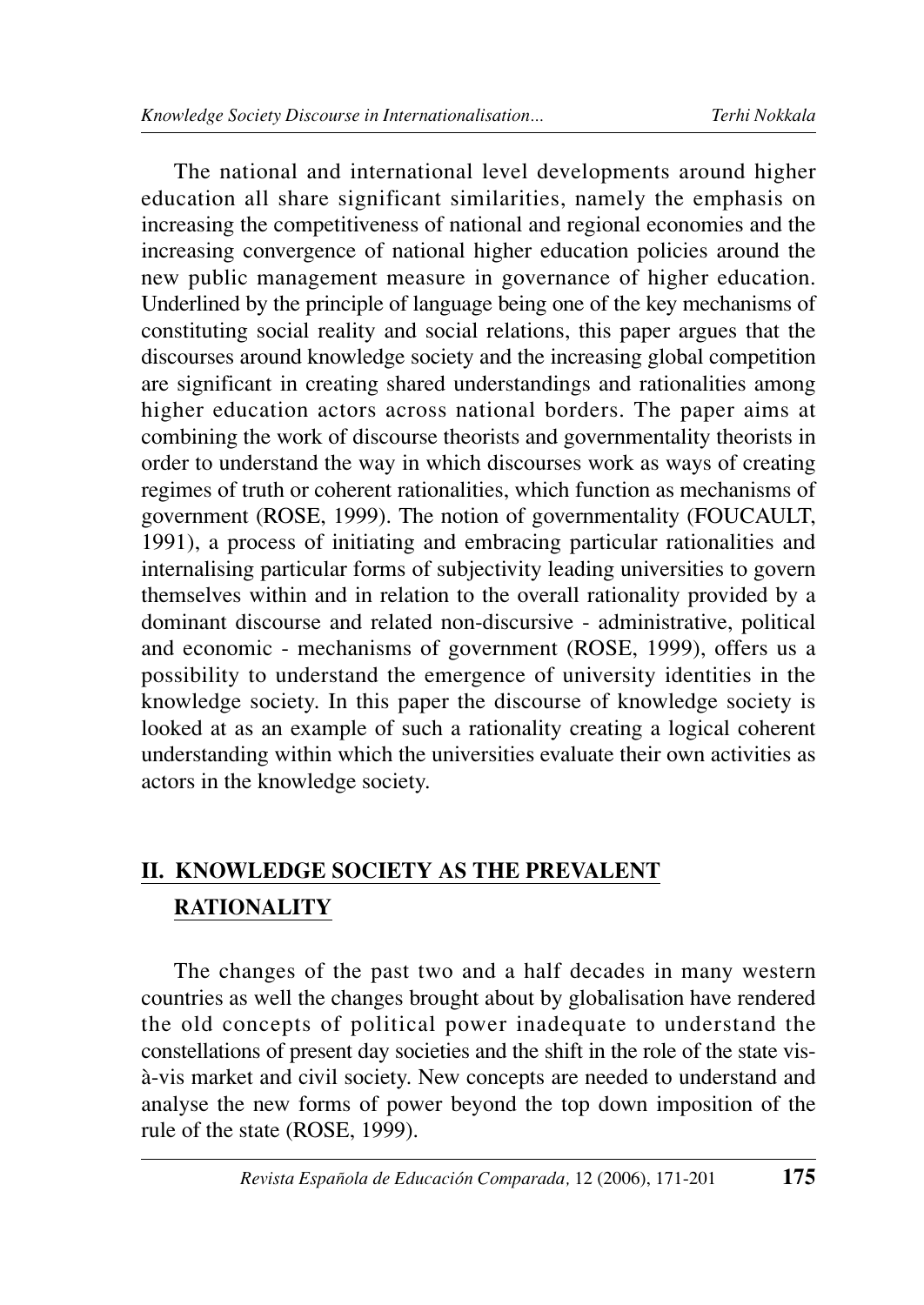The national and international level developments around higher education all share significant similarities, namely the emphasis on increasing the competitiveness of national and regional economies and the increasing convergence of national higher education policies around the new public management measure in governance of higher education. Underlined by the principle of language being one of the key mechanisms of constituting social reality and social relations, this paper argues that the discourses around knowledge society and the increasing global competition are significant in creating shared understandings and rationalities among higher education actors across national borders. The paper aims at combining the work of discourse theorists and governmentality theorists in order to understand the way in which discourses work as ways of creating regimes of truth or coherent rationalities, which function as mechanisms of government (ROSE, 1999). The notion of governmentality (FOUCAULT, 1991), a process of initiating and embracing particular rationalities and internalising particular forms of subjectivity leading universities to govern themselves within and in relation to the overall rationality provided by a dominant discourse and related non-discursive - administrative, political and economic - mechanisms of government (ROSE, 1999), offers us a possibility to understand the emergence of university identities in the knowledge society. In this paper the discourse of knowledge society is looked at as an example of such a rationality creating a logical coherent understanding within which the universities evaluate their own activities as actors in the knowledge society.

## II. KNOWLEDGE SOCIETY AS THE PREVALENT RATIONALITY

The changes of the past two and a half decades in many western countries as well the changes brought about by globalisation have rendered the old concepts of political power inadequate to understand the constellations of present day societies and the shift in the role of the state vis-à-vis market and civil society. New concepts are needed to understand and analyse the new forms of power beyond the top down imposition of the rule of the state (ROSE, 1999).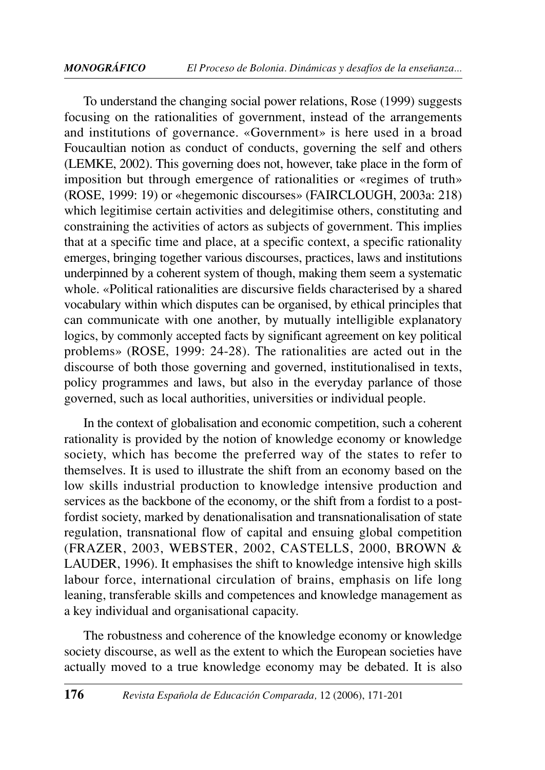To understand the changing social power relations, Rose (1999) suggests focusing on the rationalities of government, instead of the arrangements and institutions of governance. «Government» is here used in a broad Foucaultian notion as conduct of conducts, governing the self and others (LEMKE, 2002). This governing does not, however, take place in the form of imposition but through emergence of rationalities or «regimes of truth» (ROSE, 1999: 19) or «hegemonic discourses» (FAIRCLOUGH, 2003a: 218) which legitimise certain activities and delegitimise others, constituting and constraining the activities of actors as subjects of government. This implies that at a specific time and place, at a specific context, a specific rationality emerges, bringing together various discourses, practices, laws and institutions underpinned by a coherent system of though, making them seem a systematic whole. «Political rationalities are discursive fields characterised by a shared vocabulary within which disputes can be organised, by ethical principles that can communicate with one another, by mutually intelligible explanatory logics, by commonly accepted facts by significant agreement on key political problems» (ROSE, 1999: 24-28). The rationalities are acted out in the discourse of both those governing and governed, institutionalised in texts, policy programmes and laws, but also in the everyday parlance of those governed, such as local authorities, universities or individual people.

In the context of globalisation and economic competition, such a coherent rationality is provided by the notion of knowledge economy or knowledge society, which has become the preferred way of the states to refer to themselves. It is used to illustrate the shift from an economy based on the low skills industrial production to knowledge intensive production and services as the backbone of the economy, or the shift from a fordist to a post-fordist society, marked by denationalisation and transnationalisation of state regulation, transnational flow of capital and ensuing global competition (FRAZER, 2003, WEBSTER, 2002, CASTELLS, 2000, BROWN & LAUDER, 1996). It emphasises the shift to knowledge intensive high skills labour force, international circulation of brains, emphasis on life long leaning, transferable skills and competences and knowledge management as a key individual and organisational capacity.

The robustness and coherence of the knowledge economy or knowledge society discourse, as well as the extent to which the European societies have actually moved to a true knowledge economy may be debated. It is also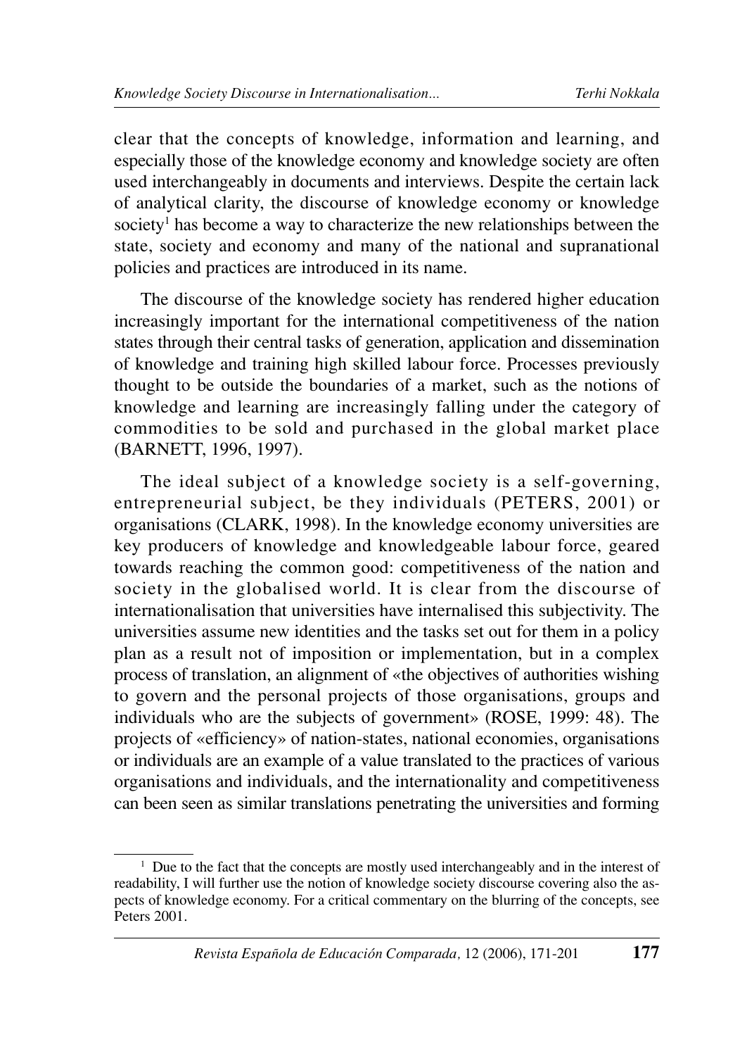clear that the concepts of knowledge, information and learning, and especially those of the knowledge economy and knowledge society are often used interchangeably in documents and interviews. Despite the certain lack of analytical clarity, the discourse of knowledge economy or knowledge society[1] has become a way to characterize the new relationships between the state, society and economy and many of the national and supranational policies and practices are introduced in its name.

The discourse of the knowledge society has rendered higher education increasingly important for the international competitiveness of the nation states through their central tasks of generation, application and dissemination of knowledge and training high skilled labour force. Processes previously thought to be outside the boundaries of a market, such as the notions of knowledge and learning are increasingly falling under the category of commodities to be sold and purchased in the global market place (BARNETT, 1996, 1997).

The ideal subject of a knowledge society is a self-governing, entrepreneurial subject, be they individuals (PETERS, 2001) or organisations (CLARK, 1998). In the knowledge economy universities are key producers of knowledge and knowledgeable labour force, geared towards reaching the common good: competitiveness of the nation and society in the globalised world. It is clear from the discourse of internationalisation that universities have internalised this subjectivity. The universities assume new identities and the tasks set out for them in a policy plan as a result not of imposition or implementation, but in a complex process of translation, an alignment of «the objectives of authorities wishing to govern and the personal projects of those organisations, groups and individuals who are the subjects of government» (ROSE, 1999: 48). The projects of «efficiency» of nation-states, national economies, organisations or individuals are an example of a value translated to the practices of various organisations and individuals, and the internationality and competitiveness can been seen as similar translations penetrating the universities and forming

---

[1] Due to the fact that the concepts are mostly used interchangeably and in the interest of readability, I will further use the notion of knowledge society discourse covering also the aspects of knowledge economy. For a critical commentary on the blurring of the concepts, see Peters 2001.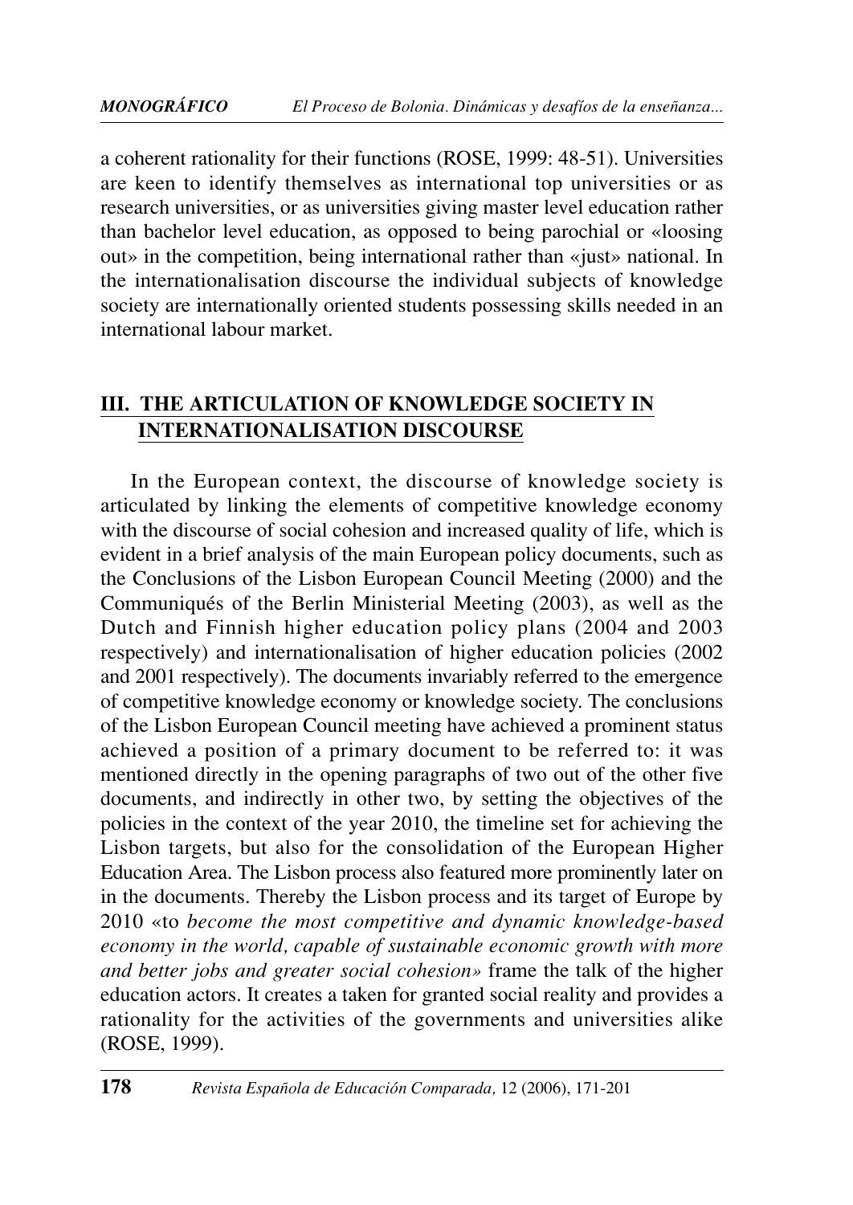a coherent rationality for their functions (ROSE, 1999: 48-51). Universities are keen to identify themselves as international top universities or as research universities, or as universities giving master level education rather than bachelor level education, as opposed to being parochial or «loosing out» in the competition, being international rather than «just» national. In the internationalisation discourse the individual subjects of knowledge society are internationally oriented students possessing skills needed in an international labour market.

## III. THE ARTICULATION OF KNOWLEDGE SOCIETY IN INTERNATIONALISATION DISCOURSE

In the European context, the discourse of knowledge society is articulated by linking the elements of competitive knowledge economy with the discourse of social cohesion and increased quality of life, which is evident in a brief analysis of the main European policy documents, such as the Conclusions of the Lisbon European Council Meeting (2000) and the Communiqués of the Berlin Ministerial Meeting (2003), as well as the Dutch and Finnish higher education policy plans (2004 and 2003 respectively) and internationalisation of higher education policies (2002 and 2001 respectively). The documents invariably referred to the emergence of competitive knowledge economy or knowledge society. The conclusions of the Lisbon European Council meeting have achieved a prominent status achieved a position of a primary document to be referred to: it was mentioned directly in the opening paragraphs of two out of the other five documents, and indirectly in other two, by setting the objectives of the policies in the context of the year 2010, the timeline set for achieving the Lisbon targets, but also for the consolidation of the European Higher Education Area. The Lisbon process also featured more prominently later on in the documents. Thereby the Lisbon process and its target of Europe by 2010 «to *become the most competitive and dynamic knowledge-based economy in the world, capable of sustainable economic growth with more and better jobs and greater social cohesion»* frame the talk of the higher education actors. It creates a taken for granted social reality and provides a rationality for the activities of the governments and universities alike (ROSE, 1999).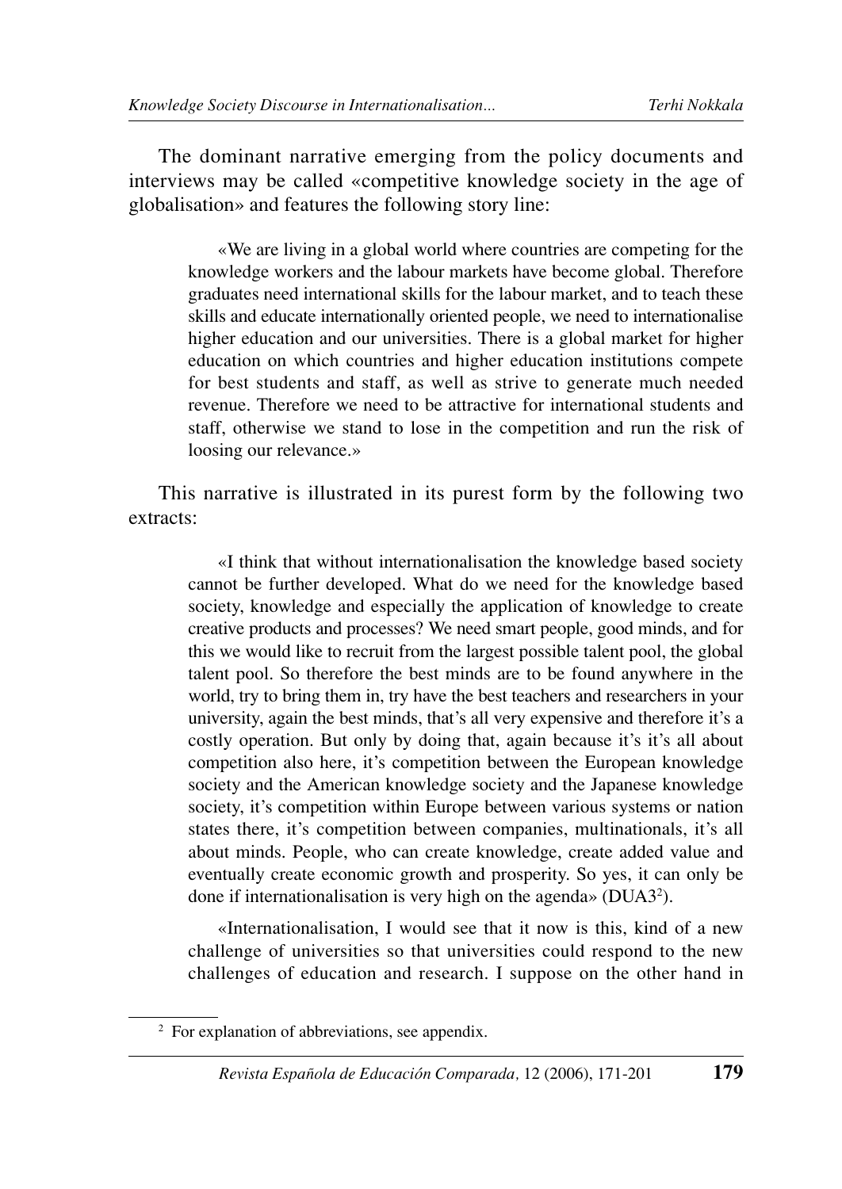The dominant narrative emerging from the policy documents and interviews may be called «competitive knowledge society in the age of globalisation» and features the following story line:

> «We are living in a global world where countries are competing for the knowledge workers and the labour markets have become global. Therefore graduates need international skills for the labour market, and to teach these skills and educate internationally oriented people, we need to internationalise higher education and our universities. There is a global market for higher education on which countries and higher education institutions compete for best students and staff, as well as strive to generate much needed revenue. Therefore we need to be attractive for international students and staff, otherwise we stand to lose in the competition and run the risk of loosing our relevance.»

This narrative is illustrated in its purest form by the following two extracts:

> «I think that without internationalisation the knowledge based society cannot be further developed. What do we need for the knowledge based society, knowledge and especially the application of knowledge to create creative products and processes? We need smart people, good minds, and for this we would like to recruit from the largest possible talent pool, the global talent pool. So therefore the best minds are to be found anywhere in the world, try to bring them in, try have the best teachers and researchers in your university, again the best minds, that's all very expensive and therefore it's a costly operation. But only by doing that, again because it's it's all about competition also here, it's competition between the European knowledge society and the American knowledge society and the Japanese knowledge society, it's competition within Europe between various systems or nation states there, it's competition between companies, multinationals, it's all about minds. People, who can create knowledge, create added value and eventually create economic growth and prosperity. So yes, it can only be done if internationalisation is very high on the agenda» (DUA3[2]).

> «Internationalisation, I would see that it now is this, kind of a new challenge of universities so that universities could respond to the new challenges of education and research. I suppose on the other hand in

[2] For explanation of abbreviations, see appendix.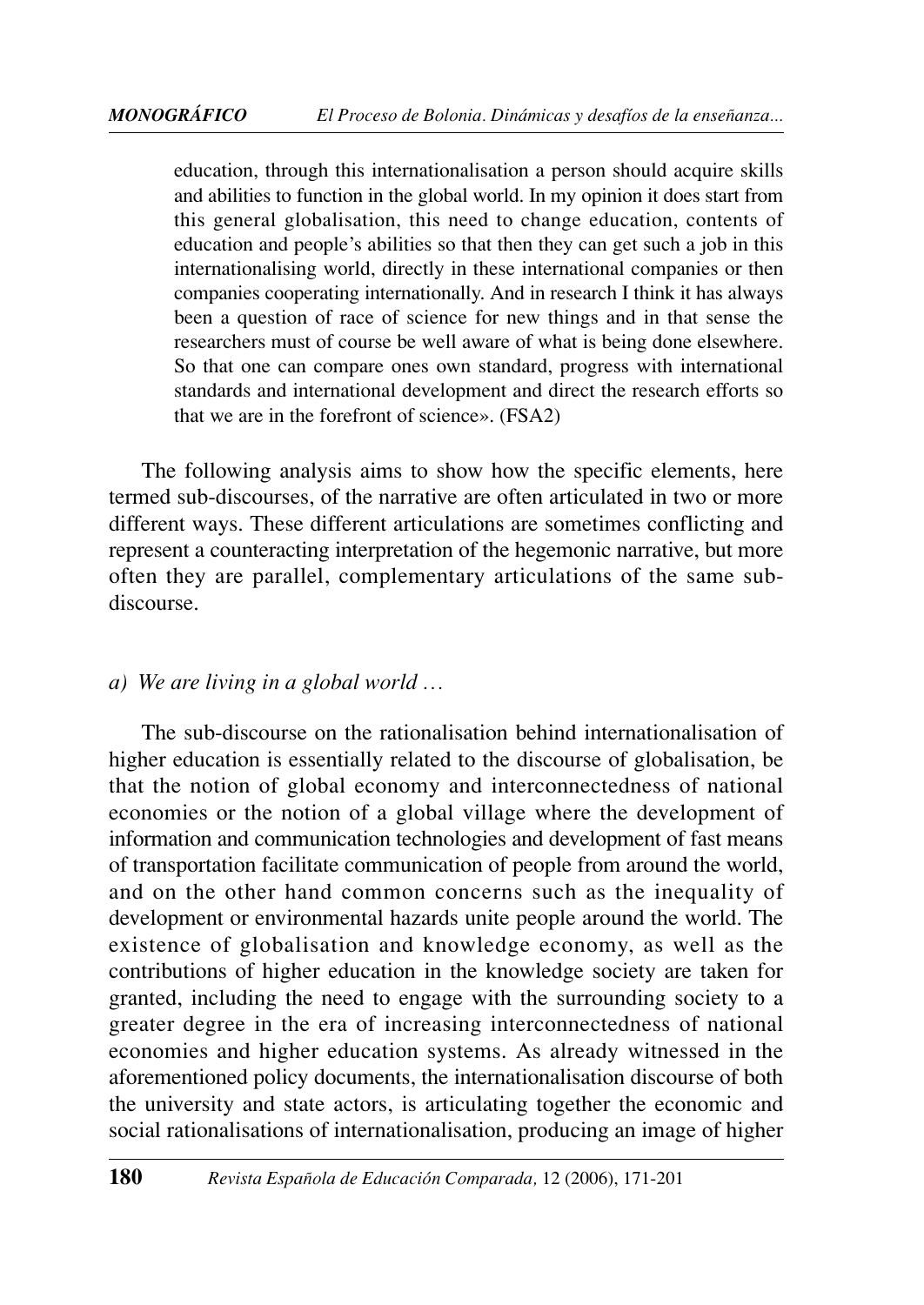education, through this internationalisation a person should acquire skills and abilities to function in the global world. In my opinion it does start from this general globalisation, this need to change education, contents of education and people's abilities so that then they can get such a job in this internationalising world, directly in these international companies or then companies cooperating internationally. And in research I think it has always been a question of race of science for new things and in that sense the researchers must of course be well aware of what is being done elsewhere. So that one can compare ones own standard, progress with international standards and international development and direct the research efforts so that we are in the forefront of science». (FSA2)

The following analysis aims to show how the specific elements, here termed sub-discourses, of the narrative are often articulated in two or more different ways. These different articulations are sometimes conflicting and represent a counteracting interpretation of the hegemonic narrative, but more often they are parallel, complementary articulations of the same sub-discourse.

*a) We are living in a global world …*

The sub-discourse on the rationalisation behind internationalisation of higher education is essentially related to the discourse of globalisation, be that the notion of global economy and interconnectedness of national economies or the notion of a global village where the development of information and communication technologies and development of fast means of transportation facilitate communication of people from around the world, and on the other hand common concerns such as the inequality of development or environmental hazards unite people around the world. The existence of globalisation and knowledge economy, as well as the contributions of higher education in the knowledge society are taken for granted, including the need to engage with the surrounding society to a greater degree in the era of increasing interconnectedness of national economies and higher education systems. As already witnessed in the aforementioned policy documents, the internationalisation discourse of both the university and state actors, is articulating together the economic and social rationalisations of internationalisation, producing an image of higher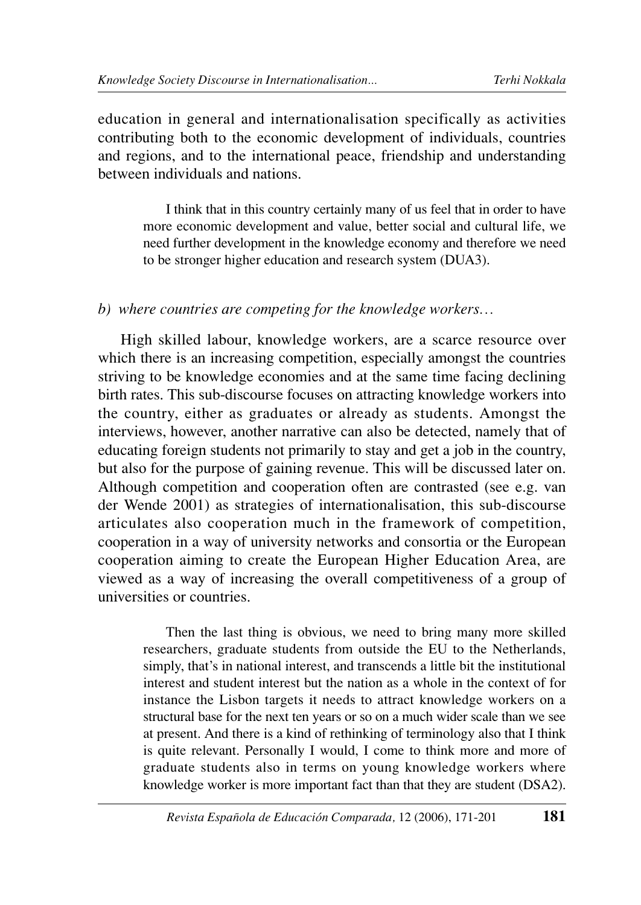education in general and internationalisation specifically as activities contributing both to the economic development of individuals, countries and regions, and to the international peace, friendship and understanding between individuals and nations.

> I think that in this country certainly many of us feel that in order to have more economic development and value, better social and cultural life, we need further development in the knowledge economy and therefore we need to be stronger higher education and research system (DUA3).

*b) where countries are competing for the knowledge workers…*

High skilled labour, knowledge workers, are a scarce resource over which there is an increasing competition, especially amongst the countries striving to be knowledge economies and at the same time facing declining birth rates. This sub-discourse focuses on attracting knowledge workers into the country, either as graduates or already as students. Amongst the interviews, however, another narrative can also be detected, namely that of educating foreign students not primarily to stay and get a job in the country, but also for the purpose of gaining revenue. This will be discussed later on. Although competition and cooperation often are contrasted (see e.g. van der Wende 2001) as strategies of internationalisation, this sub-discourse articulates also cooperation much in the framework of competition, cooperation in a way of university networks and consortia or the European cooperation aiming to create the European Higher Education Area, are viewed as a way of increasing the overall competitiveness of a group of universities or countries.

> Then the last thing is obvious, we need to bring many more skilled researchers, graduate students from outside the EU to the Netherlands, simply, that's in national interest, and transcends a little bit the institutional interest and student interest but the nation as a whole in the context of for instance the Lisbon targets it needs to attract knowledge workers on a structural base for the next ten years or so on a much wider scale than we see at present. And there is a kind of rethinking of terminology also that I think is quite relevant. Personally I would, I come to think more and more of graduate students also in terms on young knowledge workers where knowledge worker is more important fact than that they are student (DSA2).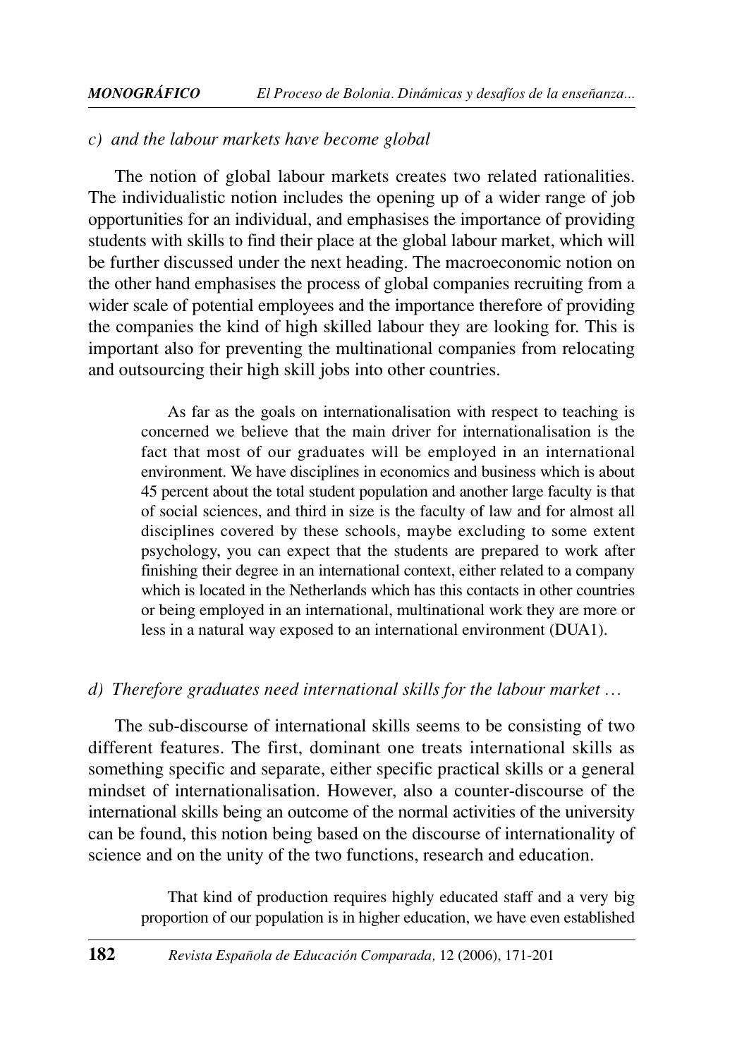*c) and the labour markets have become global*

The notion of global labour markets creates two related rationalities. The individualistic notion includes the opening up of a wider range of job opportunities for an individual, and emphasises the importance of providing students with skills to find their place at the global labour market, which will be further discussed under the next heading. The macroeconomic notion on the other hand emphasises the process of global companies recruiting from a wider scale of potential employees and the importance therefore of providing the companies the kind of high skilled labour they are looking for. This is important also for preventing the multinational companies from relocating and outsourcing their high skill jobs into other countries.

> As far as the goals on internationalisation with respect to teaching is concerned we believe that the main driver for internationalisation is the fact that most of our graduates will be employed in an international environment. We have disciplines in economics and business which is about 45 percent about the total student population and another large faculty is that of social sciences, and third in size is the faculty of law and for almost all disciplines covered by these schools, maybe excluding to some extent psychology, you can expect that the students are prepared to work after finishing their degree in an international context, either related to a company which is located in the Netherlands which has this contacts in other countries or being employed in an international, multinational work they are more or less in a natural way exposed to an international environment (DUA1).

*d) Therefore graduates need international skills for the labour market …*

The sub-discourse of international skills seems to be consisting of two different features. The first, dominant one treats international skills as something specific and separate, either specific practical skills or a general mindset of internationalisation. However, also a counter-discourse of the international skills being an outcome of the normal activities of the university can be found, this notion being based on the discourse of internationality of science and on the unity of the two functions, research and education.

> That kind of production requires highly educated staff and a very big proportion of our population is in higher education, we have even established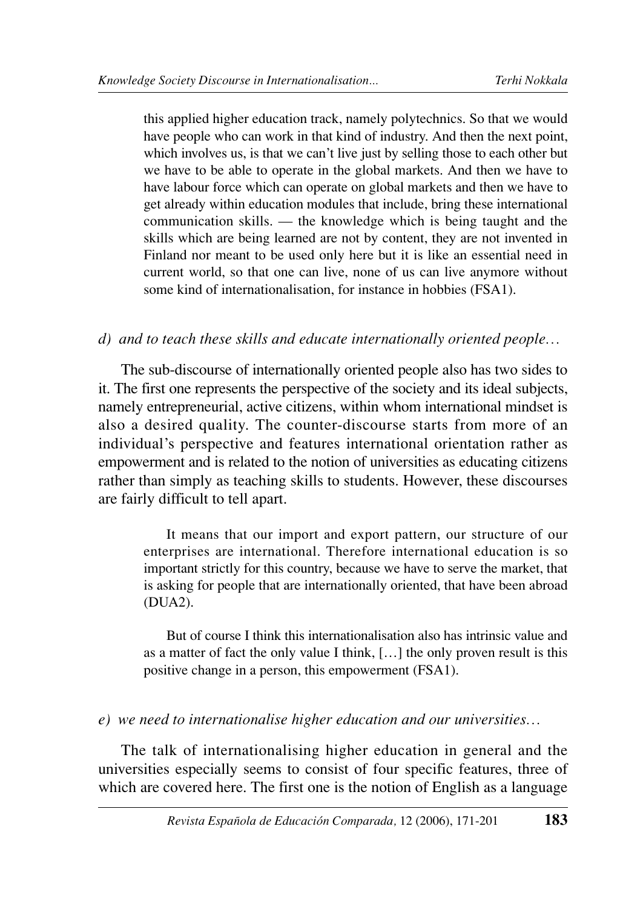> this applied higher education track, namely polytechnics. So that we would have people who can work in that kind of industry. And then the next point, which involves us, is that we can't live just by selling those to each other but we have to be able to operate in the global markets. And then we have to have labour force which can operate on global markets and then we have to get already within education modules that include, bring these international communication skills. — the knowledge which is being taught and the skills which are being learned are not by content, they are not invented in Finland nor meant to be used only here but it is like an essential need in current world, so that one can live, none of us can live anymore without some kind of internationalisation, for instance in hobbies (FSA1).

*d) and to teach these skills and educate internationally oriented people…*

The sub-discourse of internationally oriented people also has two sides to it. The first one represents the perspective of the society and its ideal subjects, namely entrepreneurial, active citizens, within whom international mindset is also a desired quality. The counter-discourse starts from more of an individual's perspective and features international orientation rather as empowerment and is related to the notion of universities as educating citizens rather than simply as teaching skills to students. However, these discourses are fairly difficult to tell apart.

> It means that our import and export pattern, our structure of our enterprises are international. Therefore international education is so important strictly for this country, because we have to serve the market, that is asking for people that are internationally oriented, that have been abroad (DUA2).

> But of course I think this internationalisation also has intrinsic value and as a matter of fact the only value I think, […] the only proven result is this positive change in a person, this empowerment (FSA1).

*e) we need to internationalise higher education and our universities…*

The talk of internationalising higher education in general and the universities especially seems to consist of four specific features, three of which are covered here. The first one is the notion of English as a language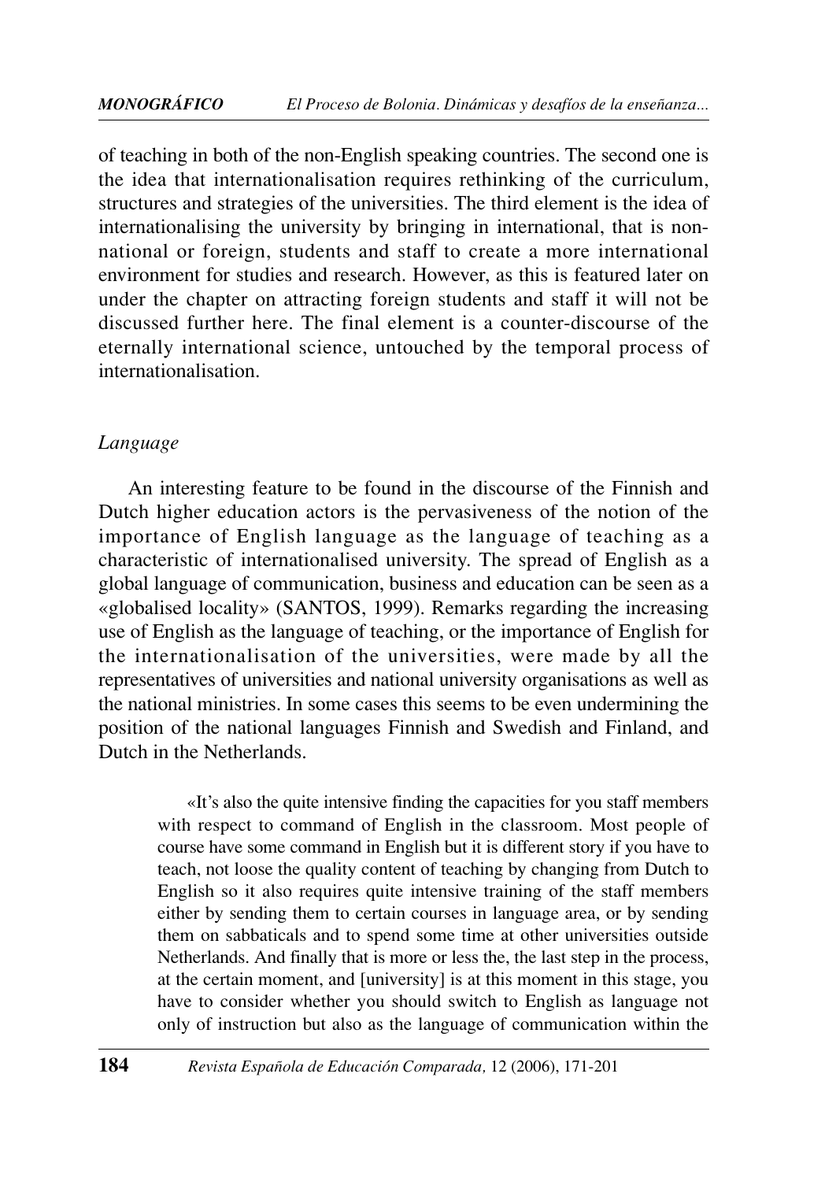of teaching in both of the non-English speaking countries. The second one is the idea that internationalisation requires rethinking of the curriculum, structures and strategies of the universities. The third element is the idea of internationalising the university by bringing in international, that is non-national or foreign, students and staff to create a more international environment for studies and research. However, as this is featured later on under the chapter on attracting foreign students and staff it will not be discussed further here. The final element is a counter-discourse of the eternally international science, untouched by the temporal process of internationalisation.

### *Language*

An interesting feature to be found in the discourse of the Finnish and Dutch higher education actors is the pervasiveness of the notion of the importance of English language as the language of teaching as a characteristic of internationalised university. The spread of English as a global language of communication, business and education can be seen as a «globalised locality» (SANTOS, 1999). Remarks regarding the increasing use of English as the language of teaching, or the importance of English for the internationalisation of the universities, were made by all the representatives of universities and national university organisations as well as the national ministries. In some cases this seems to be even undermining the position of the national languages Finnish and Swedish and Finland, and Dutch in the Netherlands.

> «It's also the quite intensive finding the capacities for you staff members with respect to command of English in the classroom. Most people of course have some command in English but it is different story if you have to teach, not loose the quality content of teaching by changing from Dutch to English so it also requires quite intensive training of the staff members either by sending them to certain courses in language area, or by sending them on sabbaticals and to spend some time at other universities outside Netherlands. And finally that is more or less the, the last step in the process, at the certain moment, and [university] is at this moment in this stage, you have to consider whether you should switch to English as language not only of instruction but also as the language of communication within the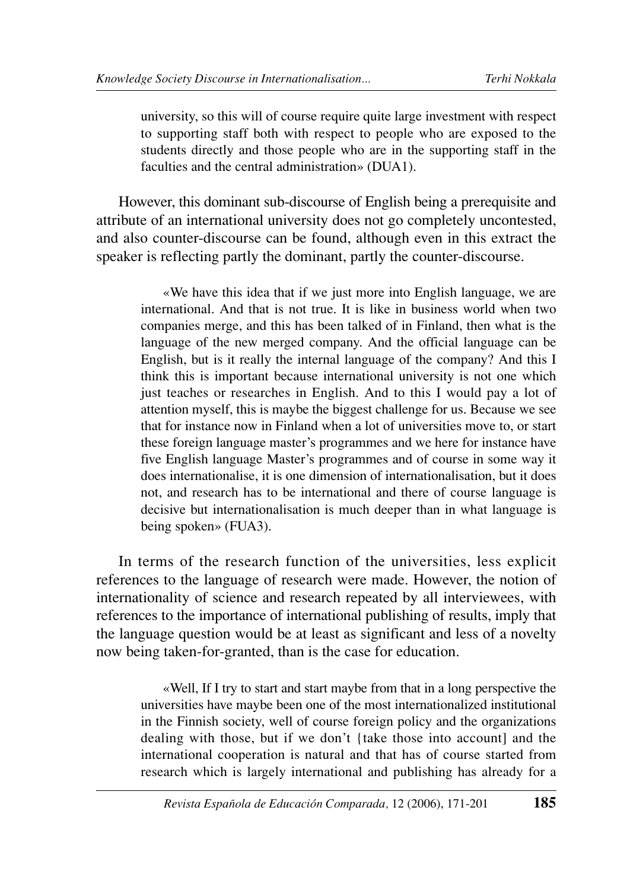university, so this will of course require quite large investment with respect to supporting staff both with respect to people who are exposed to the students directly and those people who are in the supporting staff in the faculties and the central administration» (DUA1).

However, this dominant sub-discourse of English being a prerequisite and attribute of an international university does not go completely uncontested, and also counter-discourse can be found, although even in this extract the speaker is reflecting partly the dominant, partly the counter-discourse.

> «We have this idea that if we just more into English language, we are international. And that is not true. It is like in business world when two companies merge, and this has been talked of in Finland, then what is the language of the new merged company. And the official language can be English, but is it really the internal language of the company? And this I think this is important because international university is not one which just teaches or researches in English. And to this I would pay a lot of attention myself, this is maybe the biggest challenge for us. Because we see that for instance now in Finland when a lot of universities move to, or start these foreign language master's programmes and we here for instance have five English language Master's programmes and of course in some way it does internationalise, it is one dimension of internationalisation, but it does not, and research has to be international and there of course language is decisive but internationalisation is much deeper than in what language is being spoken» (FUA3).

In terms of the research function of the universities, less explicit references to the language of research were made. However, the notion of internationality of science and research repeated by all interviewees, with references to the importance of international publishing of results, imply that the language question would be at least as significant and less of a novelty now being taken-for-granted, than is the case for education.

> «Well, If I try to start and start maybe from that in a long perspective the universities have maybe been one of the most internationalized institutional in the Finnish society, well of course foreign policy and the organizations dealing with those, but if we don't {take those into account] and the international cooperation is natural and that has of course started from research which is largely international and publishing has already for a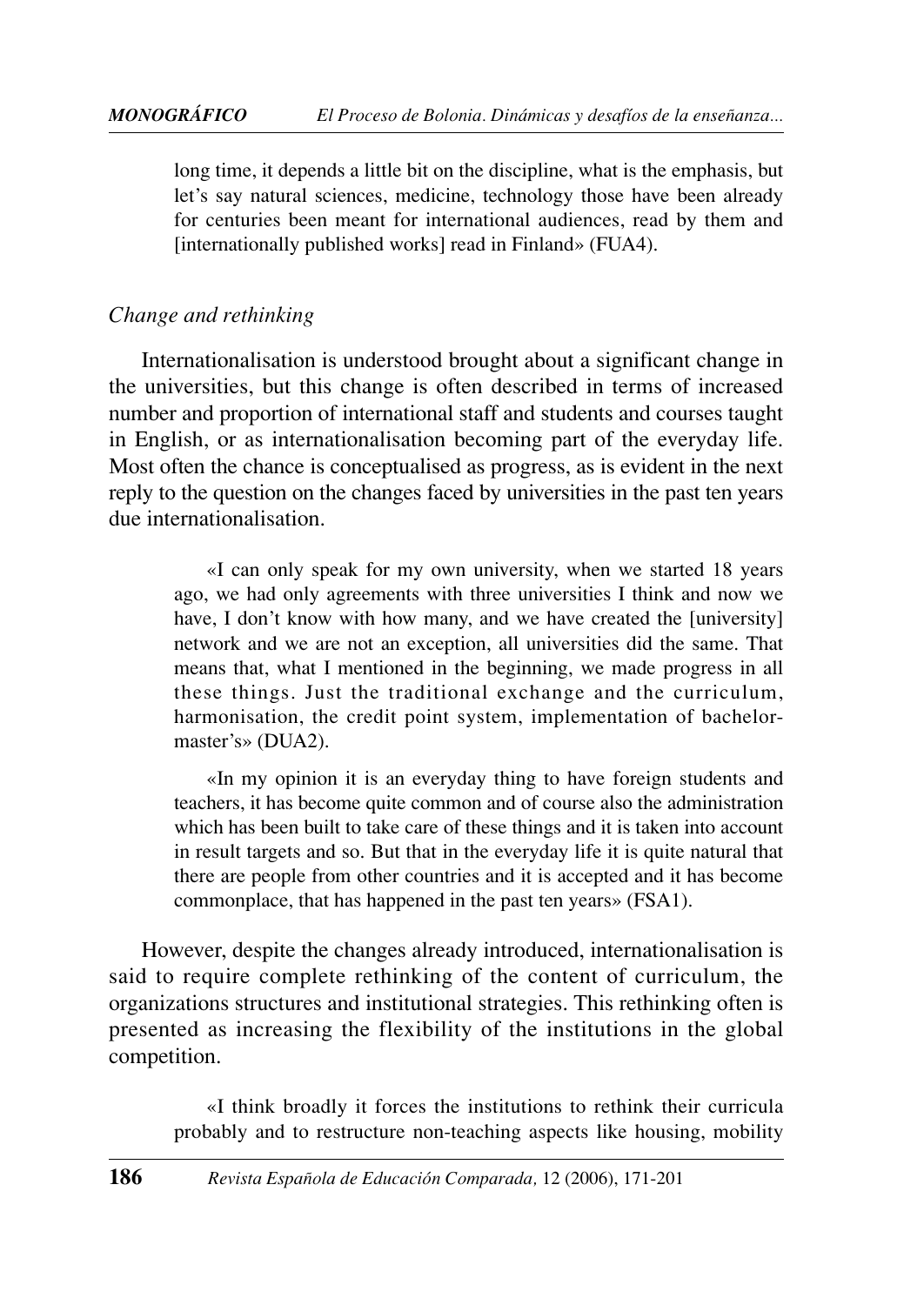> long time, it depends a little bit on the discipline, what is the emphasis, but let's say natural sciences, medicine, technology those have been already for centuries been meant for international audiences, read by them and [internationally published works] read in Finland» (FUA4).

*Change and rethinking*

Internationalisation is understood brought about a significant change in the universities, but this change is often described in terms of increased number and proportion of international staff and students and courses taught in English, or as internationalisation becoming part of the everyday life. Most often the chance is conceptualised as progress, as is evident in the next reply to the question on the changes faced by universities in the past ten years due internationalisation.

> «I can only speak for my own university, when we started 18 years ago, we had only agreements with three universities I think and now we have, I don't know with how many, and we have created the [university] network and we are not an exception, all universities did the same. That means that, what I mentioned in the beginning, we made progress in all these things. Just the traditional exchange and the curriculum, harmonisation, the credit point system, implementation of bachelor-master's» (DUA2).

> «In my opinion it is an everyday thing to have foreign students and teachers, it has become quite common and of course also the administration which has been built to take care of these things and it is taken into account in result targets and so. But that in the everyday life it is quite natural that there are people from other countries and it is accepted and it has become commonplace, that has happened in the past ten years» (FSA1).

However, despite the changes already introduced, internationalisation is said to require complete rethinking of the content of curriculum, the organizations structures and institutional strategies. This rethinking often is presented as increasing the flexibility of the institutions in the global competition.

> «I think broadly it forces the institutions to rethink their curricula probably and to restructure non-teaching aspects like housing, mobility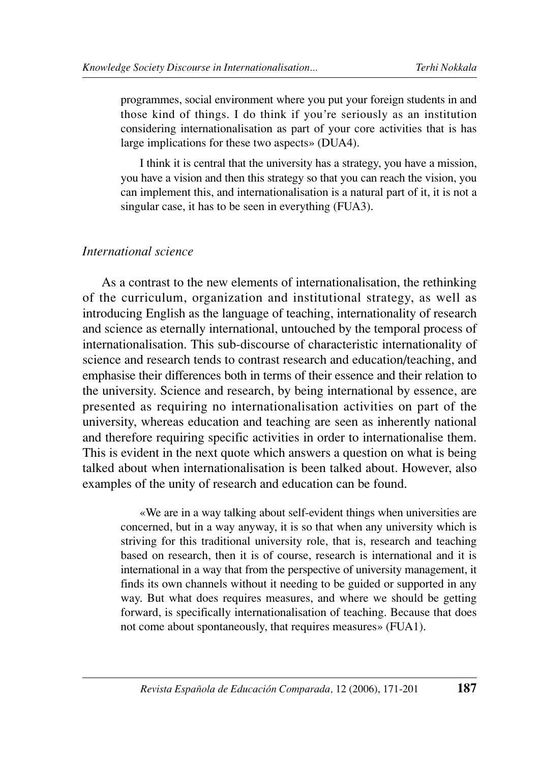programmes, social environment where you put your foreign students in and those kind of things. I do think if you're seriously as an institution considering internationalisation as part of your core activities that is has large implications for these two aspects» (DUA4).

I think it is central that the university has a strategy, you have a mission, you have a vision and then this strategy so that you can reach the vision, you can implement this, and internationalisation is a natural part of it, it is not a singular case, it has to be seen in everything (FUA3).

### *International science*

As a contrast to the new elements of internationalisation, the rethinking of the curriculum, organization and institutional strategy, as well as introducing English as the language of teaching, internationality of research and science as eternally international, untouched by the temporal process of internationalisation. This sub-discourse of characteristic internationality of science and research tends to contrast research and education/teaching, and emphasise their differences both in terms of their essence and their relation to the university. Science and research, by being international by essence, are presented as requiring no internationalisation activities on part of the university, whereas education and teaching are seen as inherently national and therefore requiring specific activities in order to internationalise them. This is evident in the next quote which answers a question on what is being talked about when internationalisation is been talked about. However, also examples of the unity of research and education can be found.

> «We are in a way talking about self-evident things when universities are concerned, but in a way anyway, it is so that when any university which is striving for this traditional university role, that is, research and teaching based on research, then it is of course, research is international and it is international in a way that from the perspective of university management, it finds its own channels without it needing to be guided or supported in any way. But what does requires measures, and where we should be getting forward, is specifically internationalisation of teaching. Because that does not come about spontaneously, that requires measures» (FUA1).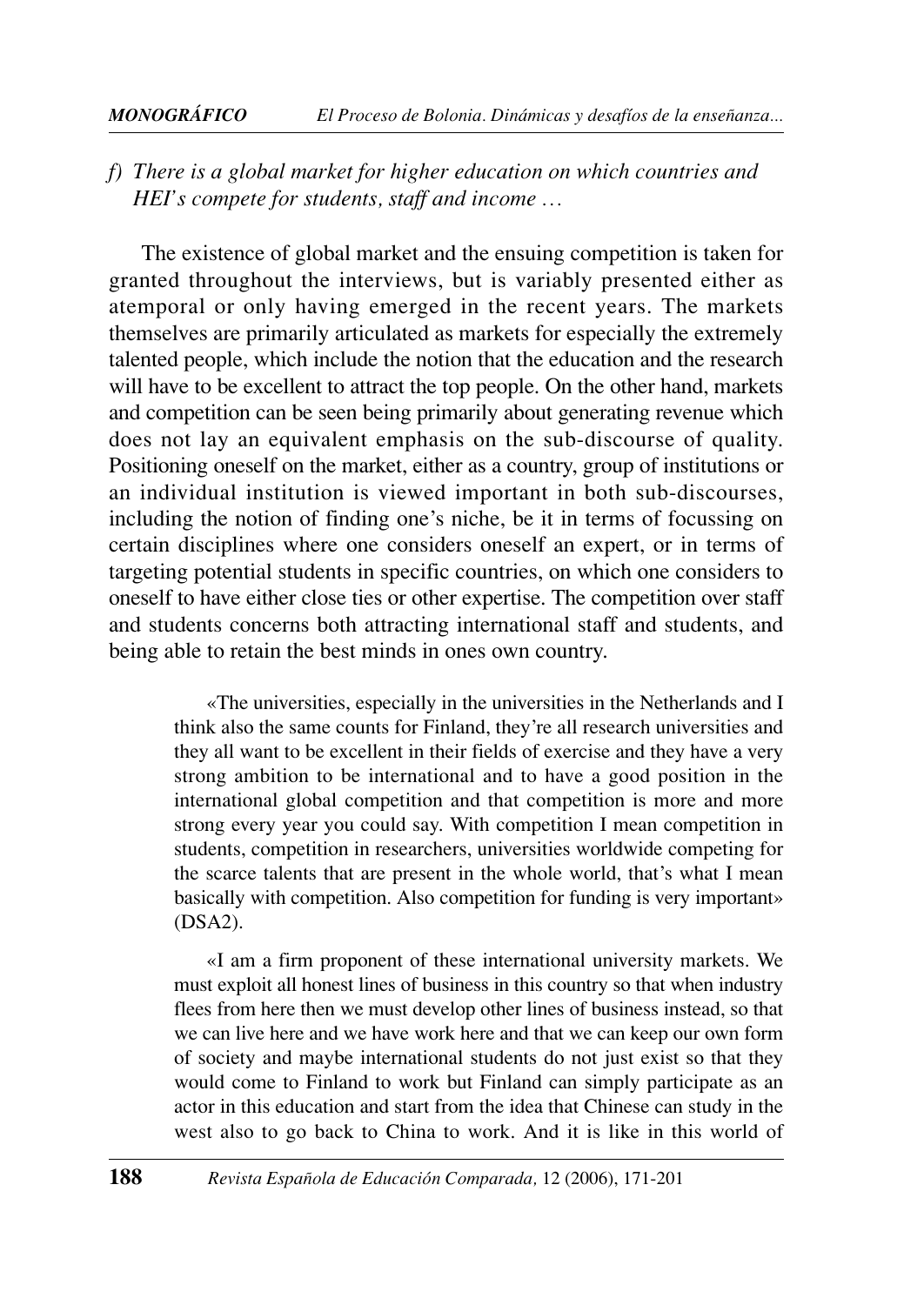*f) There is a global market for higher education on which countries and HEI's compete for students, staff and income …*

The existence of global market and the ensuing competition is taken for granted throughout the interviews, but is variably presented either as atemporal or only having emerged in the recent years. The markets themselves are primarily articulated as markets for especially the extremely talented people, which include the notion that the education and the research will have to be excellent to attract the top people. On the other hand, markets and competition can be seen being primarily about generating revenue which does not lay an equivalent emphasis on the sub-discourse of quality. Positioning oneself on the market, either as a country, group of institutions or an individual institution is viewed important in both sub-discourses, including the notion of finding one's niche, be it in terms of focussing on certain disciplines where one considers oneself an expert, or in terms of targeting potential students in specific countries, on which one considers to oneself to have either close ties or other expertise. The competition over staff and students concerns both attracting international staff and students, and being able to retain the best minds in ones own country.

> «The universities, especially in the universities in the Netherlands and I think also the same counts for Finland, they're all research universities and they all want to be excellent in their fields of exercise and they have a very strong ambition to be international and to have a good position in the international global competition and that competition is more and more strong every year you could say. With competition I mean competition in students, competition in researchers, universities worldwide competing for the scarce talents that are present in the whole world, that's what I mean basically with competition. Also competition for funding is very important» (DSA2).

> «I am a firm proponent of these international university markets. We must exploit all honest lines of business in this country so that when industry flees from here then we must develop other lines of business instead, so that we can live here and we have work here and that we can keep our own form of society and maybe international students do not just exist so that they would come to Finland to work but Finland can simply participate as an actor in this education and start from the idea that Chinese can study in the west also to go back to China to work. And it is like in this world of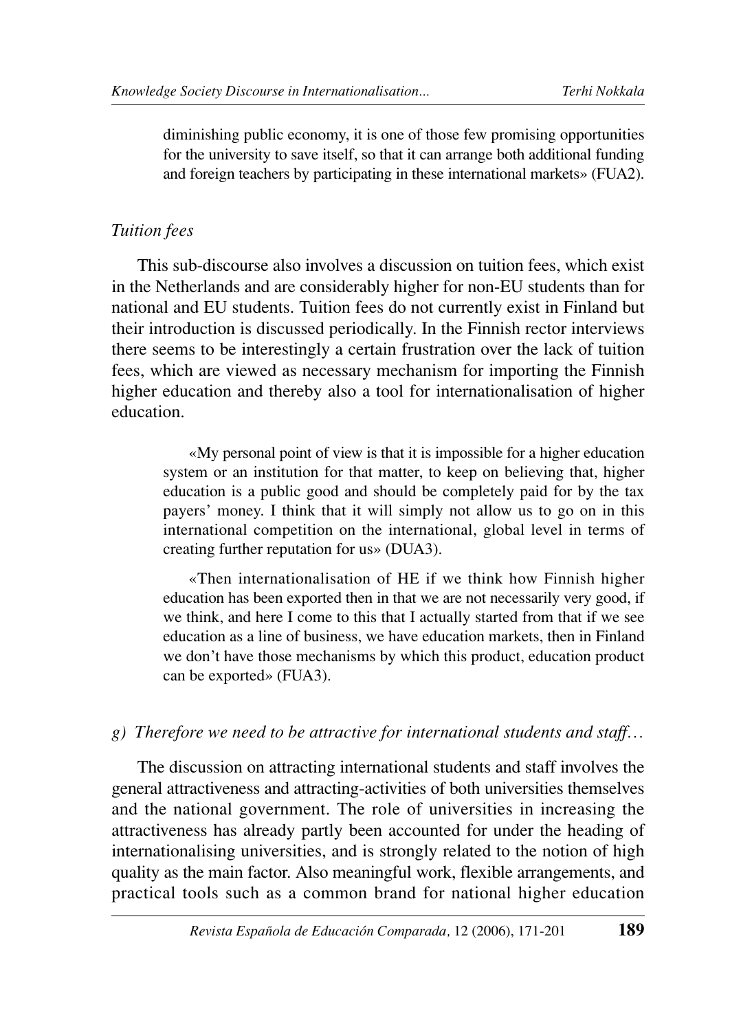diminishing public economy, it is one of those few promising opportunities for the university to save itself, so that it can arrange both additional funding and foreign teachers by participating in these international markets» (FUA2).

### *Tuition fees*

This sub-discourse also involves a discussion on tuition fees, which exist in the Netherlands and are considerably higher for non-EU students than for national and EU students. Tuition fees do not currently exist in Finland but their introduction is discussed periodically. In the Finnish rector interviews there seems to be interestingly a certain frustration over the lack of tuition fees, which are viewed as necessary mechanism for importing the Finnish higher education and thereby also a tool for internationalisation of higher education.

> «My personal point of view is that it is impossible for a higher education system or an institution for that matter, to keep on believing that, higher education is a public good and should be completely paid for by the tax payers' money. I think that it will simply not allow us to go on in this international competition on the international, global level in terms of creating further reputation for us» (DUA3).

> «Then internationalisation of HE if we think how Finnish higher education has been exported then in that we are not necessarily very good, if we think, and here I come to this that I actually started from that if we see education as a line of business, we have education markets, then in Finland we don't have those mechanisms by which this product, education product can be exported» (FUA3).

### *g) Therefore we need to be attractive for international students and staff…*

The discussion on attracting international students and staff involves the general attractiveness and attracting-activities of both universities themselves and the national government. The role of universities in increasing the attractiveness has already partly been accounted for under the heading of internationalising universities, and is strongly related to the notion of high quality as the main factor. Also meaningful work, flexible arrangements, and practical tools such as a common brand for national higher education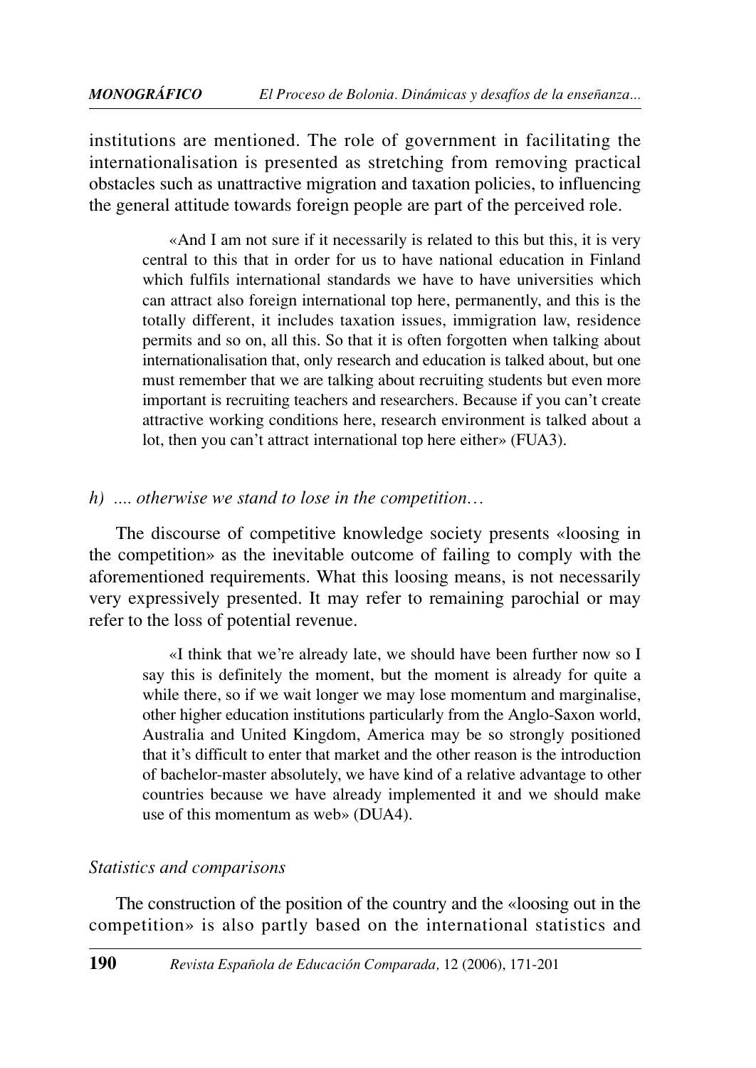institutions are mentioned. The role of government in facilitating the internationalisation is presented as stretching from removing practical obstacles such as unattractive migration and taxation policies, to influencing the general attitude towards foreign people are part of the perceived role.

> «And I am not sure if it necessarily is related to this but this, it is very central to this that in order for us to have national education in Finland which fulfils international standards we have to have universities which can attract also foreign international top here, permanently, and this is the totally different, it includes taxation issues, immigration law, residence permits and so on, all this. So that it is often forgotten when talking about internationalisation that, only research and education is talked about, but one must remember that we are talking about recruiting students but even more important is recruiting teachers and researchers. Because if you can't create attractive working conditions here, research environment is talked about a lot, then you can't attract international top here either» (FUA3).

*h) .... otherwise we stand to lose in the competition…*

The discourse of competitive knowledge society presents «loosing in the competition» as the inevitable outcome of failing to comply with the aforementioned requirements. What this loosing means, is not necessarily very expressively presented. It may refer to remaining parochial or may refer to the loss of potential revenue.

> «I think that we're already late, we should have been further now so I say this is definitely the moment, but the moment is already for quite a while there, so if we wait longer we may lose momentum and marginalise, other higher education institutions particularly from the Anglo-Saxon world, Australia and United Kingdom, America may be so strongly positioned that it's difficult to enter that market and the other reason is the introduction of bachelor-master absolutely, we have kind of a relative advantage to other countries because we have already implemented it and we should make use of this momentum as web» (DUA4).

*Statistics and comparisons*

The construction of the position of the country and the «loosing out in the competition» is also partly based on the international statistics and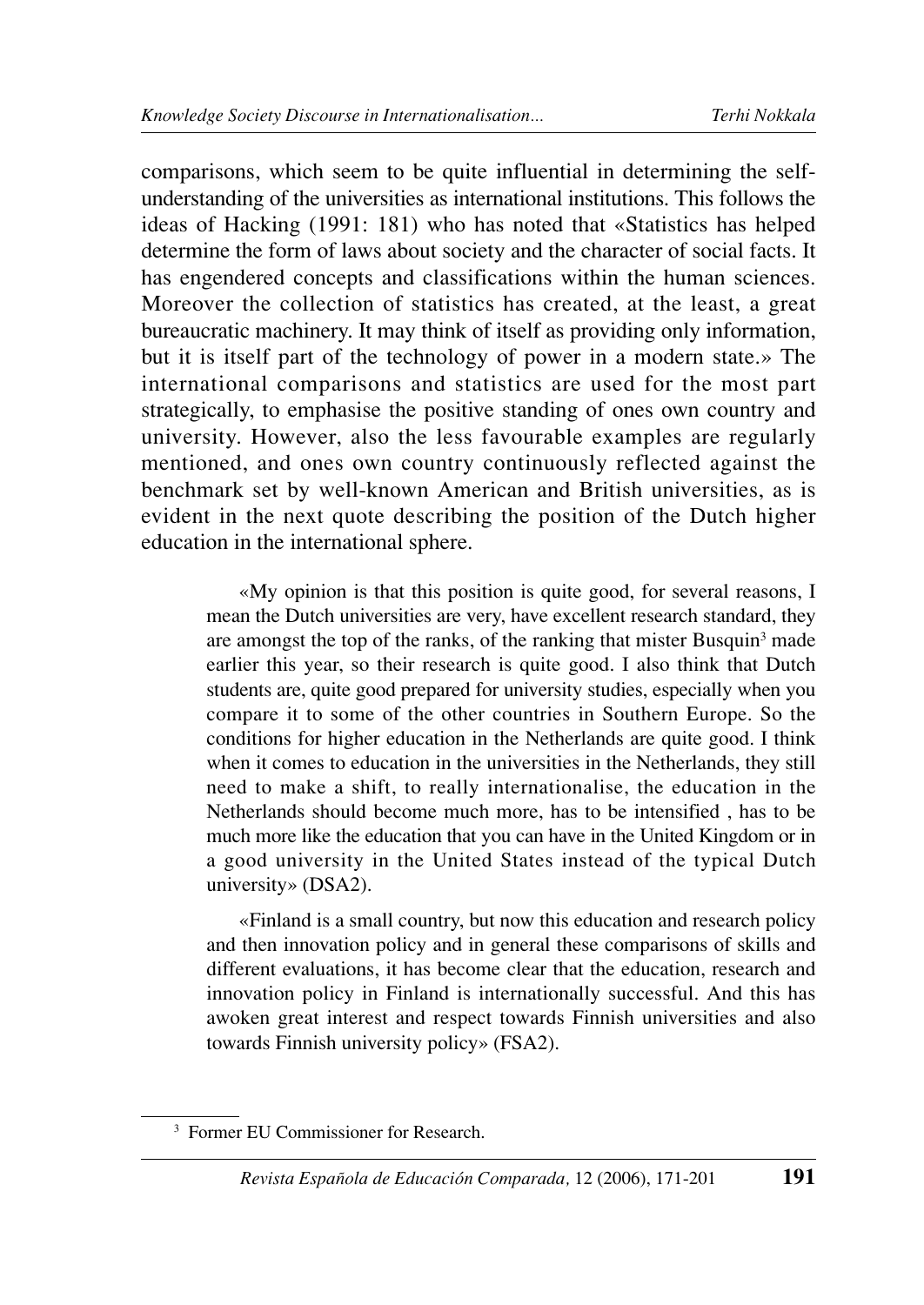comparisons, which seem to be quite influential in determining the self-understanding of the universities as international institutions. This follows the ideas of Hacking (1991: 181) who has noted that «Statistics has helped determine the form of laws about society and the character of social facts. It has engendered concepts and classifications within the human sciences. Moreover the collection of statistics has created, at the least, a great bureaucratic machinery. It may think of itself as providing only information, but it is itself part of the technology of power in a modern state.» The international comparisons and statistics are used for the most part strategically, to emphasise the positive standing of ones own country and university. However, also the less favourable examples are regularly mentioned, and ones own country continuously reflected against the benchmark set by well-known American and British universities, as is evident in the next quote describing the position of the Dutch higher education in the international sphere.

> «My opinion is that this position is quite good, for several reasons, I mean the Dutch universities are very, have excellent research standard, they are amongst the top of the ranks, of the ranking that mister Busquin[3] made earlier this year, so their research is quite good. I also think that Dutch students are, quite good prepared for university studies, especially when you compare it to some of the other countries in Southern Europe. So the conditions for higher education in the Netherlands are quite good. I think when it comes to education in the universities in the Netherlands, they still need to make a shift, to really internationalise, the education in the Netherlands should become much more, has to be intensified , has to be much more like the education that you can have in the United Kingdom or in a good university in the United States instead of the typical Dutch university» (DSA2).

> «Finland is a small country, but now this education and research policy and then innovation policy and in general these comparisons of skills and different evaluations, it has become clear that the education, research and innovation policy in Finland is internationally successful. And this has awoken great interest and respect towards Finnish universities and also towards Finnish university policy» (FSA2).

[3] Former EU Commissioner for Research.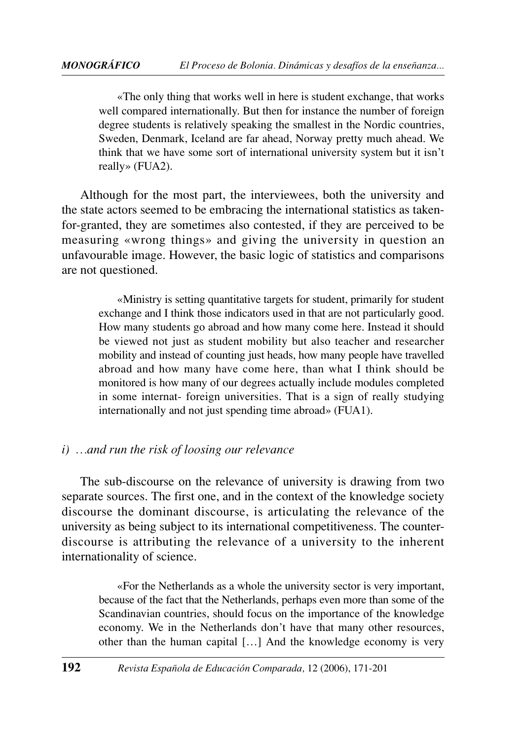> «The only thing that works well in here is student exchange, that works well compared internationally. But then for instance the number of foreign degree students is relatively speaking the smallest in the Nordic countries, Sweden, Denmark, Iceland are far ahead, Norway pretty much ahead. We think that we have some sort of international university system but it isn't really» (FUA2).

Although for the most part, the interviewees, both the university and the state actors seemed to be embracing the international statistics as taken-for-granted, they are sometimes also contested, if they are perceived to be measuring «wrong things» and giving the university in question an unfavourable image. However, the basic logic of statistics and comparisons are not questioned.

> «Ministry is setting quantitative targets for student, primarily for student exchange and I think those indicators used in that are not particularly good. How many students go abroad and how many come here. Instead it should be viewed not just as student mobility but also teacher and researcher mobility and instead of counting just heads, how many people have travelled abroad and how many have come here, than what I think should be monitored is how many of our degrees actually include modules completed in some internat- foreign universities. That is a sign of really studying internationally and not just spending time abroad» (FUA1).

#### *i) …and run the risk of loosing our relevance*

The sub-discourse on the relevance of university is drawing from two separate sources. The first one, and in the context of the knowledge society discourse the dominant discourse, is articulating the relevance of the university as being subject to its international competitiveness. The counter-discourse is attributing the relevance of a university to the inherent internationality of science.

> «For the Netherlands as a whole the university sector is very important, because of the fact that the Netherlands, perhaps even more than some of the Scandinavian countries, should focus on the importance of the knowledge economy. We in the Netherlands don't have that many other resources, other than the human capital […] And the knowledge economy is very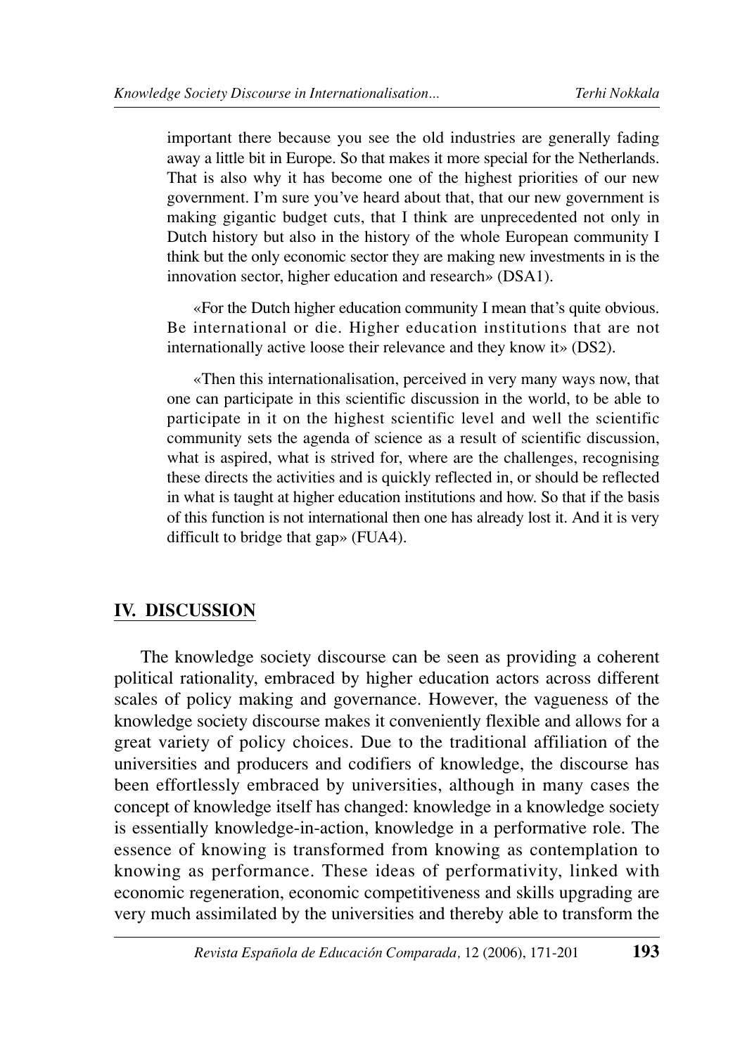important there because you see the old industries are generally fading away a little bit in Europe. So that makes it more special for the Netherlands. That is also why it has become one of the highest priorities of our new government. I'm sure you've heard about that, that our new government is making gigantic budget cuts, that I think are unprecedented not only in Dutch history but also in the history of the whole European community I think but the only economic sector they are making new investments in is the innovation sector, higher education and research» (DSA1).

«For the Dutch higher education community I mean that's quite obvious. Be international or die. Higher education institutions that are not internationally active loose their relevance and they know it» (DS2).

«Then this internationalisation, perceived in very many ways now, that one can participate in this scientific discussion in the world, to be able to participate in it on the highest scientific level and well the scientific community sets the agenda of science as a result of scientific discussion, what is aspired, what is strived for, where are the challenges, recognising these directs the activities and is quickly reflected in, or should be reflected in what is taught at higher education institutions and how. So that if the basis of this function is not international then one has already lost it. And it is very difficult to bridge that gap» (FUA4).

## IV. DISCUSSION

The knowledge society discourse can be seen as providing a coherent political rationality, embraced by higher education actors across different scales of policy making and governance. However, the vagueness of the knowledge society discourse makes it conveniently flexible and allows for a great variety of policy choices. Due to the traditional affiliation of the universities and producers and codifiers of knowledge, the discourse has been effortlessly embraced by universities, although in many cases the concept of knowledge itself has changed: knowledge in a knowledge society is essentially knowledge-in-action, knowledge in a performative role. The essence of knowing is transformed from knowing as contemplation to knowing as performance. These ideas of performativity, linked with economic regeneration, economic competitiveness and skills upgrading are very much assimilated by the universities and thereby able to transform the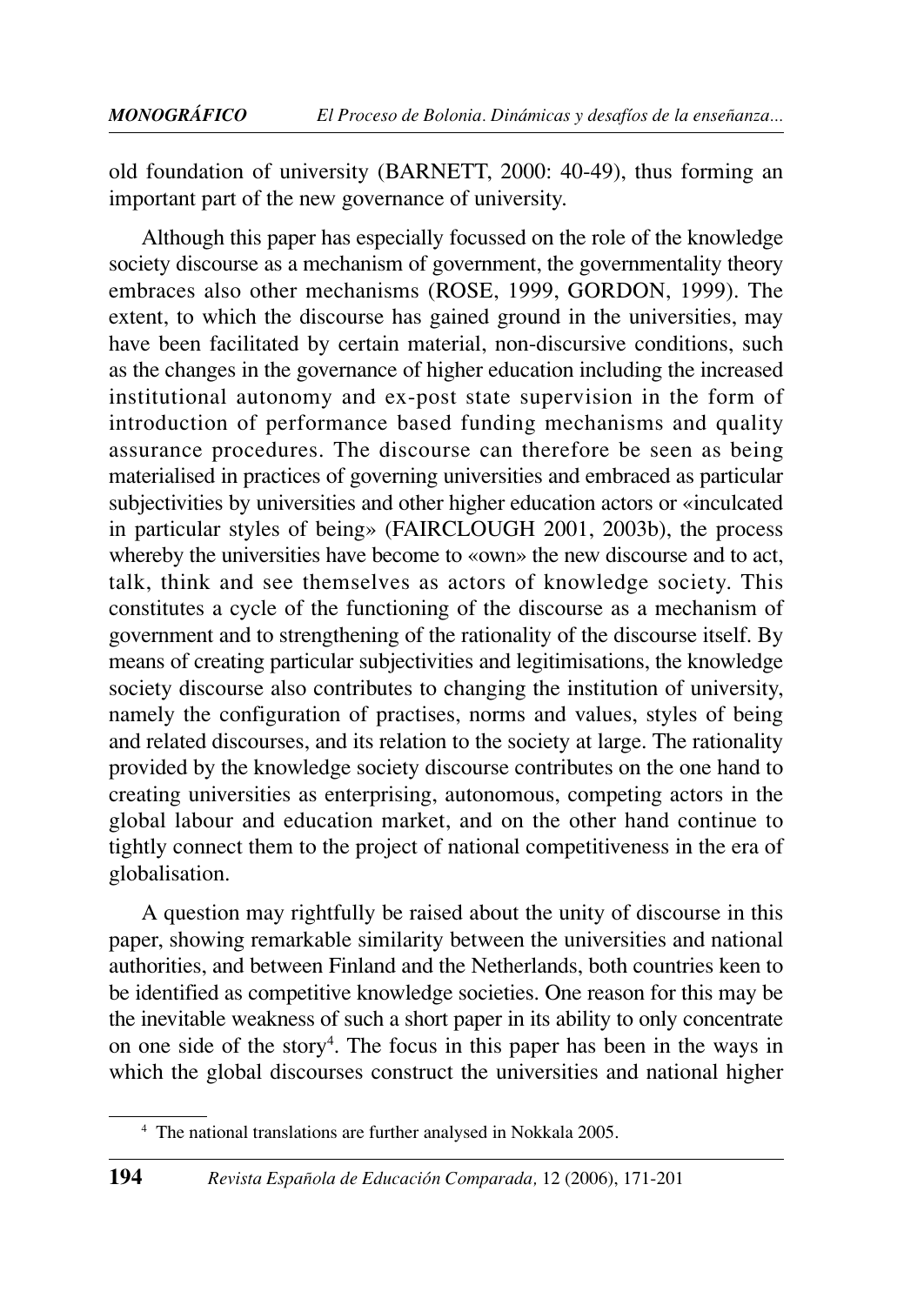old foundation of university (BARNETT, 2000: 40-49), thus forming an important part of the new governance of university.

Although this paper has especially focussed on the role of the knowledge society discourse as a mechanism of government, the governmentality theory embraces also other mechanisms (ROSE, 1999, GORDON, 1999). The extent, to which the discourse has gained ground in the universities, may have been facilitated by certain material, non-discursive conditions, such as the changes in the governance of higher education including the increased institutional autonomy and ex-post state supervision in the form of introduction of performance based funding mechanisms and quality assurance procedures. The discourse can therefore be seen as being materialised in practices of governing universities and embraced as particular subjectivities by universities and other higher education actors or «inculcated in particular styles of being» (FAIRCLOUGH 2001, 2003b), the process whereby the universities have become to «own» the new discourse and to act, talk, think and see themselves as actors of knowledge society. This constitutes a cycle of the functioning of the discourse as a mechanism of government and to strengthening of the rationality of the discourse itself. By means of creating particular subjectivities and legitimisations, the knowledge society discourse also contributes to changing the institution of university, namely the configuration of practises, norms and values, styles of being and related discourses, and its relation to the society at large. The rationality provided by the knowledge society discourse contributes on the one hand to creating universities as enterprising, autonomous, competing actors in the global labour and education market, and on the other hand continue to tightly connect them to the project of national competitiveness in the era of globalisation.

A question may rightfully be raised about the unity of discourse in this paper, showing remarkable similarity between the universities and national authorities, and between Finland and the Netherlands, both countries keen to be identified as competitive knowledge societies. One reason for this may be the inevitable weakness of such a short paper in its ability to only concentrate on one side of the story[4]. The focus in this paper has been in the ways in which the global discourses construct the universities and national higher

[4] The national translations are further analysed in Nokkala 2005.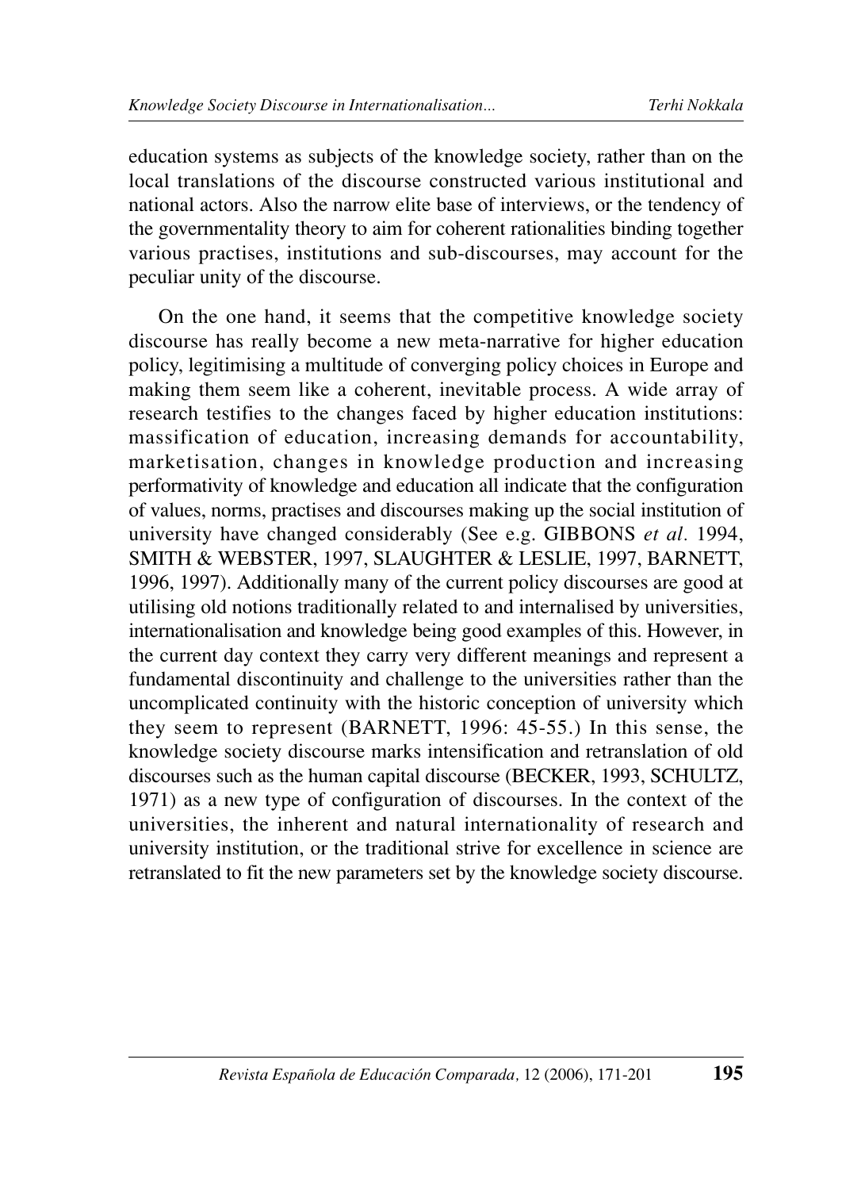education systems as subjects of the knowledge society, rather than on the local translations of the discourse constructed various institutional and national actors. Also the narrow elite base of interviews, or the tendency of the governmentality theory to aim for coherent rationalities binding together various practises, institutions and sub-discourses, may account for the peculiar unity of the discourse.

On the one hand, it seems that the competitive knowledge society discourse has really become a new meta-narrative for higher education policy, legitimising a multitude of converging policy choices in Europe and making them seem like a coherent, inevitable process. A wide array of research testifies to the changes faced by higher education institutions: massification of education, increasing demands for accountability, marketisation, changes in knowledge production and increasing performativity of knowledge and education all indicate that the configuration of values, norms, practises and discourses making up the social institution of university have changed considerably (See e.g. GIBBONS *et al.* 1994, SMITH & WEBSTER, 1997, SLAUGHTER & LESLIE, 1997, BARNETT, 1996, 1997). Additionally many of the current policy discourses are good at utilising old notions traditionally related to and internalised by universities, internationalisation and knowledge being good examples of this. However, in the current day context they carry very different meanings and represent a fundamental discontinuity and challenge to the universities rather than the uncomplicated continuity with the historic conception of university which they seem to represent (BARNETT, 1996: 45-55.) In this sense, the knowledge society discourse marks intensification and retranslation of old discourses such as the human capital discourse (BECKER, 1993, SCHULTZ, 1971) as a new type of configuration of discourses. In the context of the universities, the inherent and natural internationality of research and university institution, or the traditional strive for excellence in science are retranslated to fit the new parameters set by the knowledge society discourse.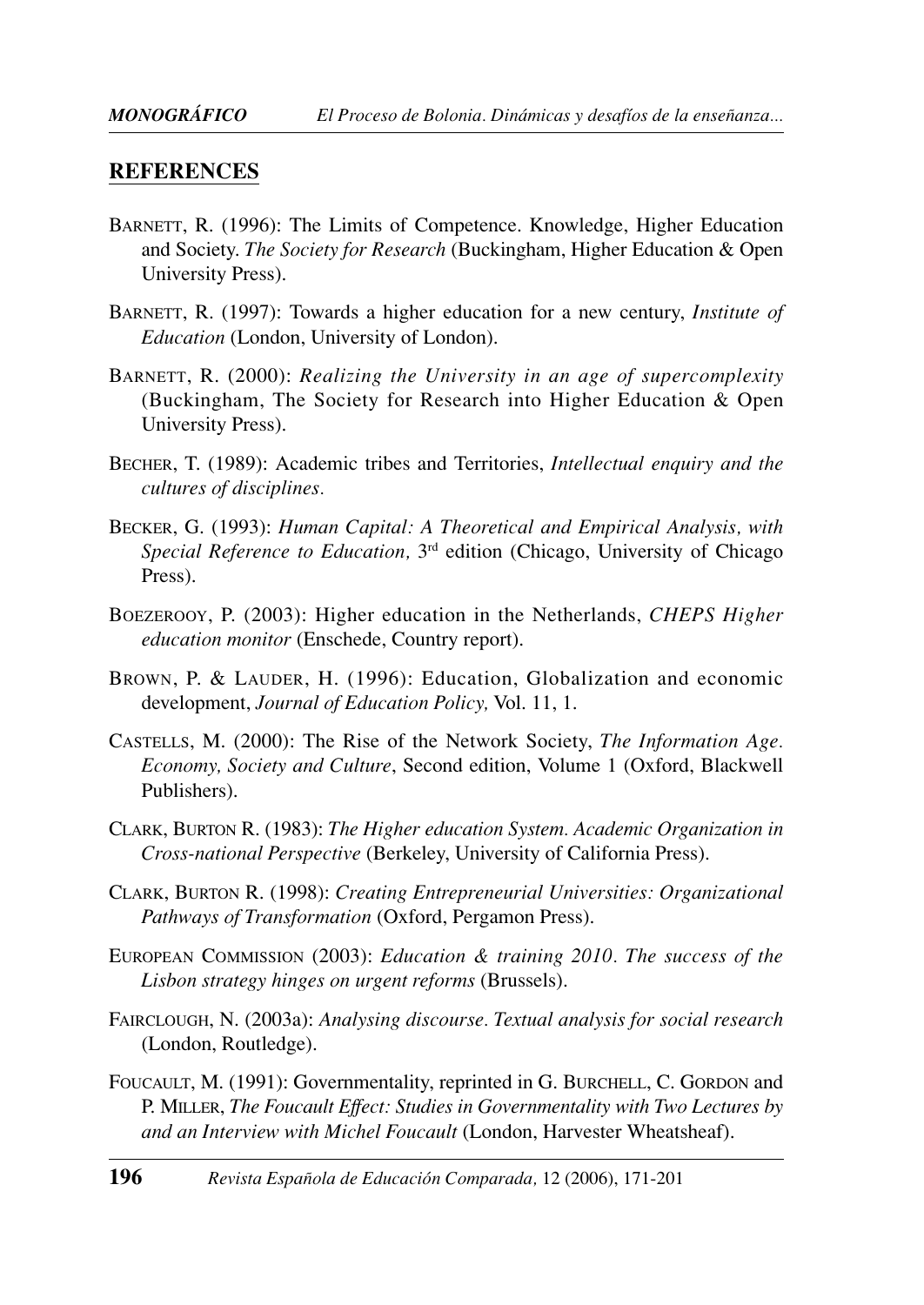## REFERENCES

BARNETT, R. (1996): The Limits of Competence. Knowledge, Higher Education and Society. *The Society for Research* (Buckingham, Higher Education & Open University Press).

BARNETT, R. (1997): Towards a higher education for a new century, *Institute of Education* (London, University of London).

BARNETT, R. (2000): *Realizing the University in an age of supercomplexity* (Buckingham, The Society for Research into Higher Education & Open University Press).

BECHER, T. (1989): Academic tribes and Territories, *Intellectual enquiry and the cultures of disciplines.*

BECKER, G. (1993): *Human Capital: A Theoretical and Empirical Analysis, with Special Reference to Education,* 3rd edition (Chicago, University of Chicago Press).

BOEZEROOY, P. (2003): Higher education in the Netherlands, *CHEPS Higher education monitor* (Enschede, Country report).

BROWN, P. & LAUDER, H. (1996): Education, Globalization and economic development, *Journal of Education Policy,* Vol. 11, 1.

CASTELLS, M. (2000): The Rise of the Network Society, *The Information Age. Economy, Society and Culture*, Second edition, Volume 1 (Oxford, Blackwell Publishers).

CLARK, BURTON R. (1983): *The Higher education System. Academic Organization in Cross-national Perspective* (Berkeley, University of California Press).

CLARK, BURTON R. (1998): *Creating Entrepreneurial Universities: Organizational Pathways of Transformation* (Oxford, Pergamon Press).

EUROPEAN COMMISSION (2003): *Education & training 2010. The success of the Lisbon strategy hinges on urgent reforms* (Brussels).

FAIRCLOUGH, N. (2003a): *Analysing discourse. Textual analysis for social research* (London, Routledge).

FOUCAULT, M. (1991): Governmentality, reprinted in G. BURCHELL, C. GORDON and P. MILLER, *The Foucault Effect: Studies in Governmentality with Two Lectures by and an Interview with Michel Foucault* (London, Harvester Wheatsheaf).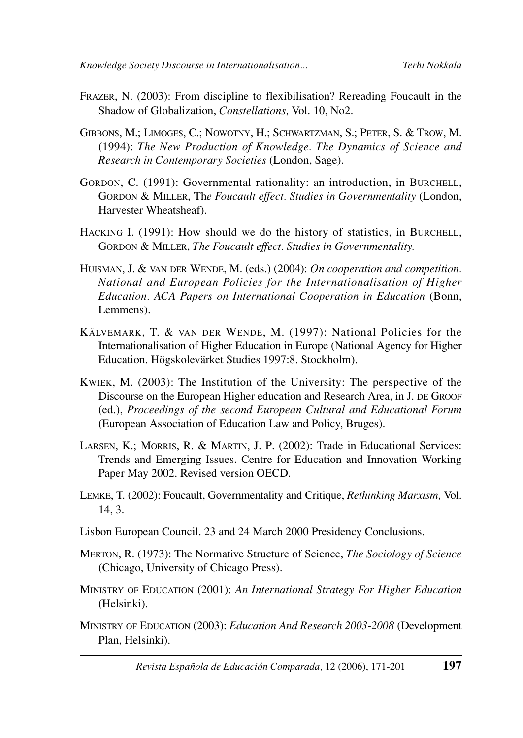FRAZER, N. (2003): From discipline to flexibilisation? Rereading Foucault in the Shadow of Globalization, *Constellations,* Vol. 10, No2.

GIBBONS, M.; LIMOGES, C.; NOWOTNY, H.; SCHWARTZMAN, S.; PETER, S. & TROW, M. (1994): *The New Production of Knowledge. The Dynamics of Science and Research in Contemporary Societies* (London, Sage).

GORDON, C. (1991): Governmental rationality: an introduction, in BURCHELL, GORDON & MILLER, Th*e Foucault effect. Studies in Governmentality* (London, Harvester Wheatsheaf).

HACKING I. (1991): How should we do the history of statistics, in BURCHELL, GORDON & MILLER, *The Foucault effect. Studies in Governmentality.*

HUISMAN, J. & VAN DER WENDE, M. (eds.) (2004): *On cooperation and competition. National and European Policies for the Internationalisation of Higher Education. ACA Papers on International Cooperation in Education* (Bonn, Lemmens).

KÄLVEMARK, T. & VAN DER WENDE, M. (1997): National Policies for the Internationalisation of Higher Education in Europe (National Agency for Higher Education. Högskoleväarket Studies 1997:8. Stockholm).

KWIEK, M. (2003): The Institution of the University: The perspective of the Discourse on the European Higher education and Research Area, in J. DE GROOF (ed.), *Proceedings of the second European Cultural and Educational Forum* (European Association of Education Law and Policy, Bruges).

LARSEN, K.; MORRIS, R. & MARTIN, J. P. (2002): Trade in Educational Services: Trends and Emerging Issues. Centre for Education and Innovation Working Paper May 2002. Revised version OECD.

LEMKE, T. (2002): Foucault, Governmentality and Critique, *Rethinking Marxism,* Vol. 14, 3.

Lisbon European Council. 23 and 24 March 2000 Presidency Conclusions.

MERTON, R. (1973): The Normative Structure of Science, *The Sociology of Science* (Chicago, University of Chicago Press).

MINISTRY OF EDUCATION (2001): *An International Strategy For Higher Education* (Helsinki).

MINISTRY OF EDUCATION (2003): *Education And Research 2003-2008* (Development Plan, Helsinki).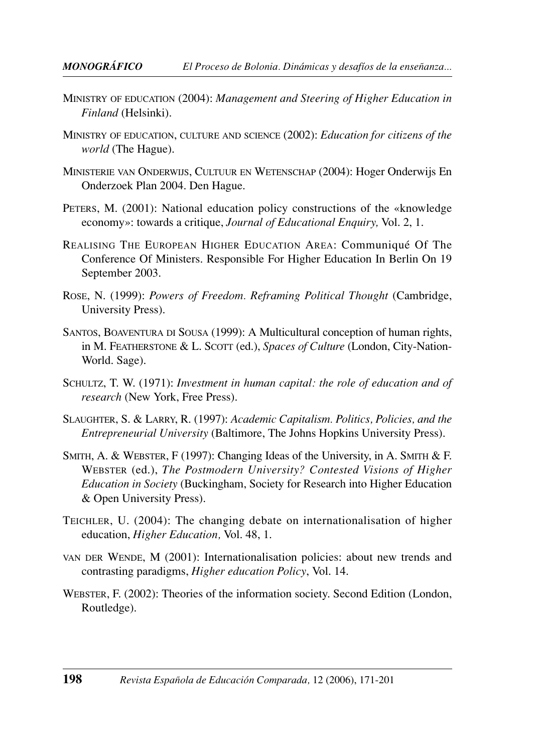MINISTRY OF EDUCATION (2004): *Management and Steering of Higher Education in Finland* (Helsinki).

MINISTRY OF EDUCATION, CULTURE AND SCIENCE (2002): *Education for citizens of the world* (The Hague).

MINISTERIE VAN ONDERWIJS, CULTUUR EN WETENSCHAP (2004): Hoger Onderwijs En Onderzoek Plan 2004. Den Hague.

PETERS, M. (2001): National education policy constructions of the «knowledge economy»: towards a critique, *Journal of Educational Enquiry,* Vol. 2, 1.

REALISING THE EUROPEAN HIGHER EDUCATION AREA: Communiqué Of The Conference Of Ministers. Responsible For Higher Education In Berlin On 19 September 2003.

ROSE, N. (1999): *Powers of Freedom. Reframing Political Thought* (Cambridge, University Press).

SANTOS, BOAVENTURA DI SOUSA (1999): A Multicultural conception of human rights, in M. FEATHERSTONE & L. SCOTT (ed.), *Spaces of Culture* (London, City-Nation-World. Sage).

SCHULTZ, T. W. (1971): *Investment in human capital: the role of education and of research* (New York, Free Press).

SLAUGHTER, S. & LARRY, R. (1997): *Academic Capitalism. Politics, Policies, and the Entrepreneurial University* (Baltimore, The Johns Hopkins University Press).

SMITH, A. & WEBSTER, F (1997): Changing Ideas of the University, in A. SMITH & F. WEBSTER (ed.), *The Postmodern University? Contested Visions of Higher Education in Society* (Buckingham, Society for Research into Higher Education & Open University Press).

TEICHLER, U. (2004): The changing debate on internationalisation of higher education, *Higher Education,* Vol. 48, 1.

VAN DER WENDE, M (2001): Internationalisation policies: about new trends and contrasting paradigms, *Higher education Policy*, Vol. 14.

WEBSTER, F. (2002): Theories of the information society. Second Edition (London, Routledge).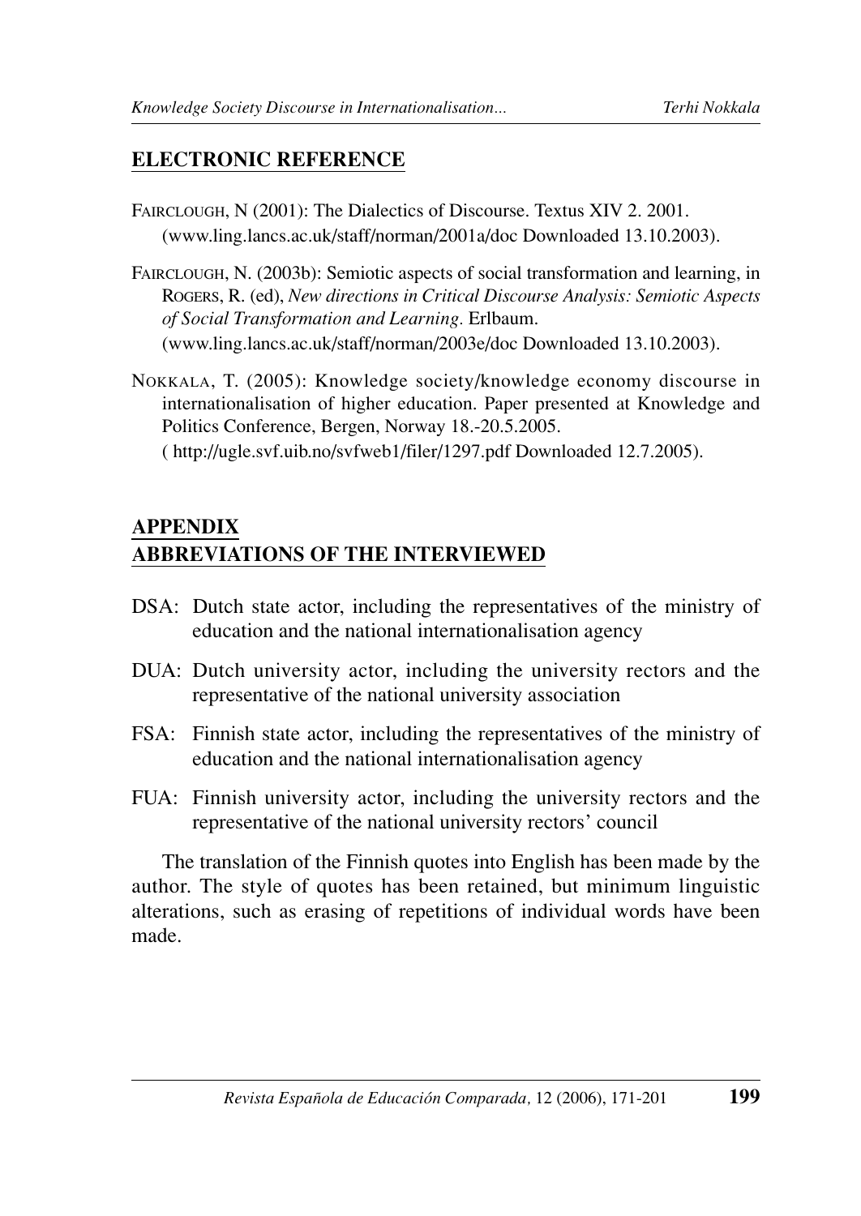## ELECTRONIC REFERENCE

FAIRCLOUGH, N (2001): The Dialectics of Discourse. Textus XIV 2. 2001. (www.ling.lancs.ac.uk/staff/norman/2001a/doc Downloaded 13.10.2003).

FAIRCLOUGH, N. (2003b): Semiotic aspects of social transformation and learning, in ROGERS, R. (ed), *New directions in Critical Discourse Analysis: Semiotic Aspects of Social Transformation and Learning.* Erlbaum. (www.ling.lancs.ac.uk/staff/norman/2003e/doc Downloaded 13.10.2003).

NOKKALA, T. (2005): Knowledge society/knowledge economy discourse in internationalisation of higher education. Paper presented at Knowledge and Politics Conference, Bergen, Norway 18.-20.5.2005. ( http://ugle.svf.uib.no/svfweb1/filer/1297.pdf Downloaded 12.7.2005).

## APPENDIX
## ABBREVIATIONS OF THE INTERVIEWED

DSA: Dutch state actor, including the representatives of the ministry of education and the national internationalisation agency

DUA: Dutch university actor, including the university rectors and the representative of the national university association

FSA: Finnish state actor, including the representatives of the ministry of education and the national internationalisation agency

FUA: Finnish university actor, including the university rectors and the representative of the national university rectors' council

The translation of the Finnish quotes into English has been made by the author. The style of quotes has been retained, but minimum linguistic alterations, such as erasing of repetitions of individual words have been made.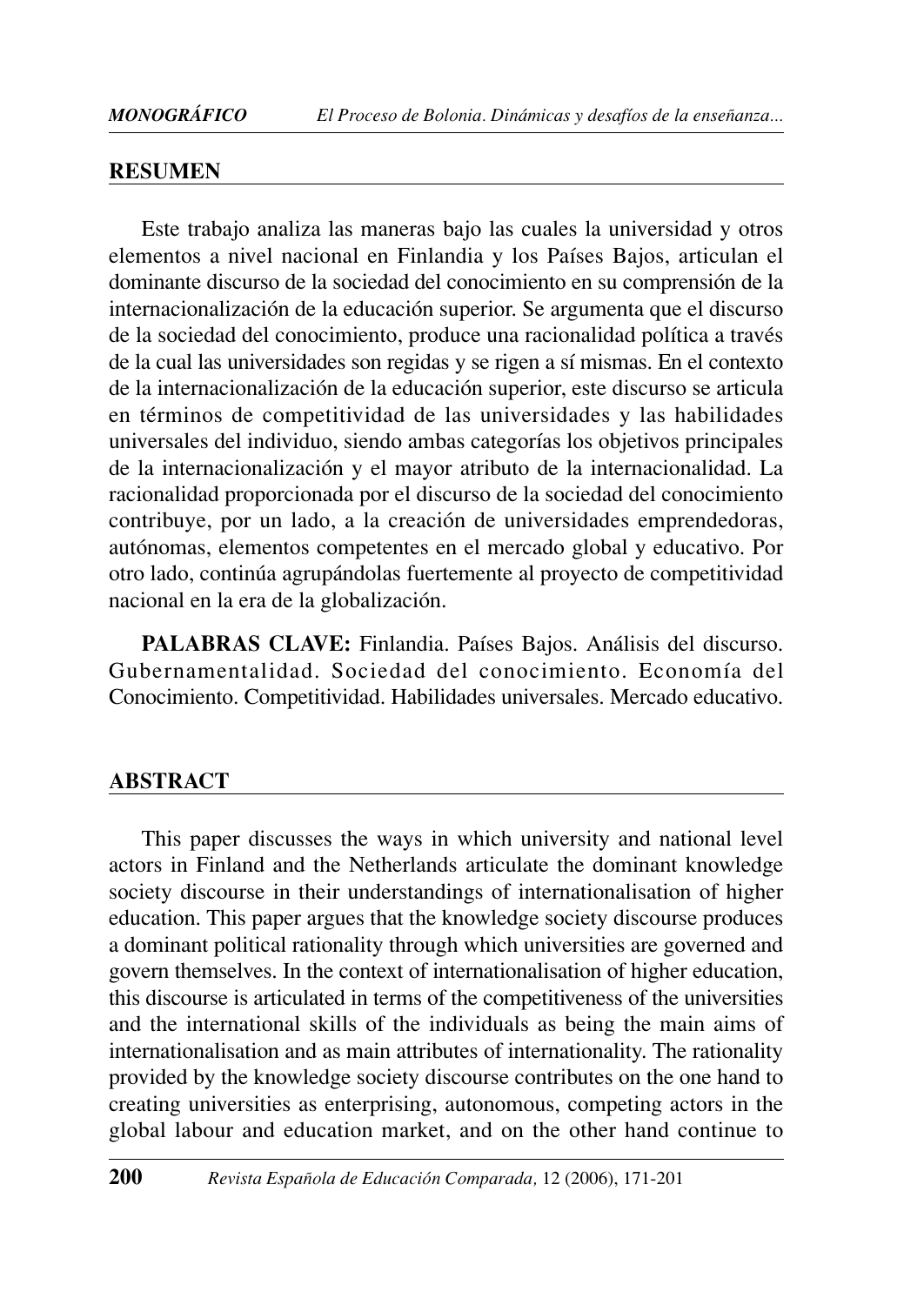## RESUMEN

Este trabajo analiza las maneras bajo las cuales la universidad y otros elementos a nivel nacional en Finlandia y los Países Bajos, articulan el dominante discurso de la sociedad del conocimiento en su comprensión de la internacionalización de la educación superior. Se argumenta que el discurso de la sociedad del conocimiento, produce una racionalidad política a través de la cual las universidades son regidas y se rigen a sí mismas. En el contexto de la internacionalización de la educación superior, este discurso se articula en términos de competitividad de las universidades y las habilidades universales del individuo, siendo ambas categorías los objetivos principales de la internacionalización y el mayor atributo de la internacionalidad. La racionalidad proporcionada por el discurso de la sociedad del conocimiento contribuye, por un lado, a la creación de universidades emprendedoras, autónomas, elementos competentes en el mercado global y educativo. Por otro lado, continúa agrupándolas fuertemente al proyecto de competitividad nacional en la era de la globalización.

**PALABRAS CLAVE:** Finlandia. Países Bajos. Análisis del discurso. Gubernamentalidad. Sociedad del conocimiento. Economía del Conocimiento. Competitividad. Habilidades universales. Mercado educativo.

## ABSTRACT

This paper discusses the ways in which university and national level actors in Finland and the Netherlands articulate the dominant knowledge society discourse in their understandings of internationalisation of higher education. This paper argues that the knowledge society discourse produces a dominant political rationality through which universities are governed and govern themselves. In the context of internationalisation of higher education, this discourse is articulated in terms of the competitiveness of the universities and the international skills of the individuals as being the main aims of internationalisation and as main attributes of internationality. The rationality provided by the knowledge society discourse contributes on the one hand to creating universities as enterprising, autonomous, competing actors in the global labour and education market, and on the other hand continue to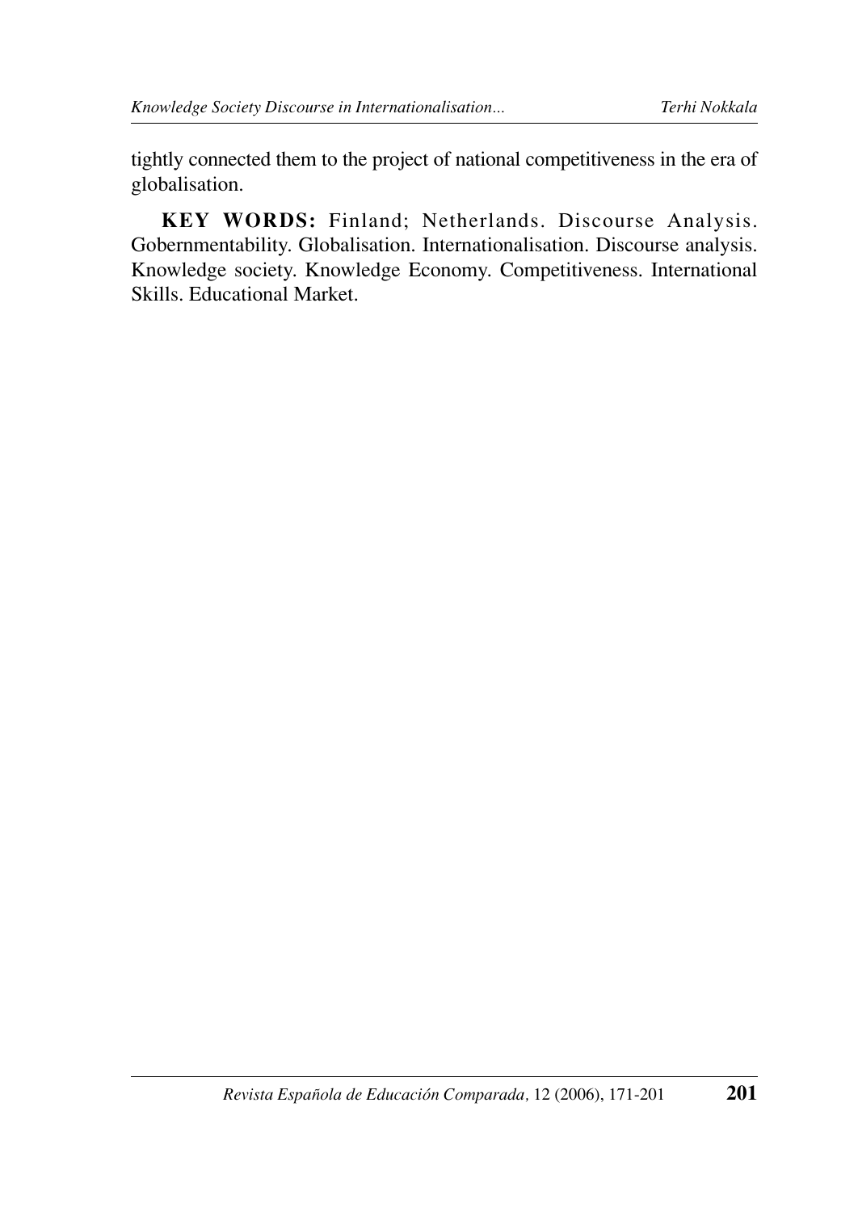tightly connected them to the project of national competitiveness in the era of globalisation.

**KEY WORDS:** Finland; Netherlands. Discourse Analysis. Gobernmentability. Globalisation. Internationalisation. Discourse analysis. Knowledge society. Knowledge Economy. Competitiveness. International Skills. Educational Market.